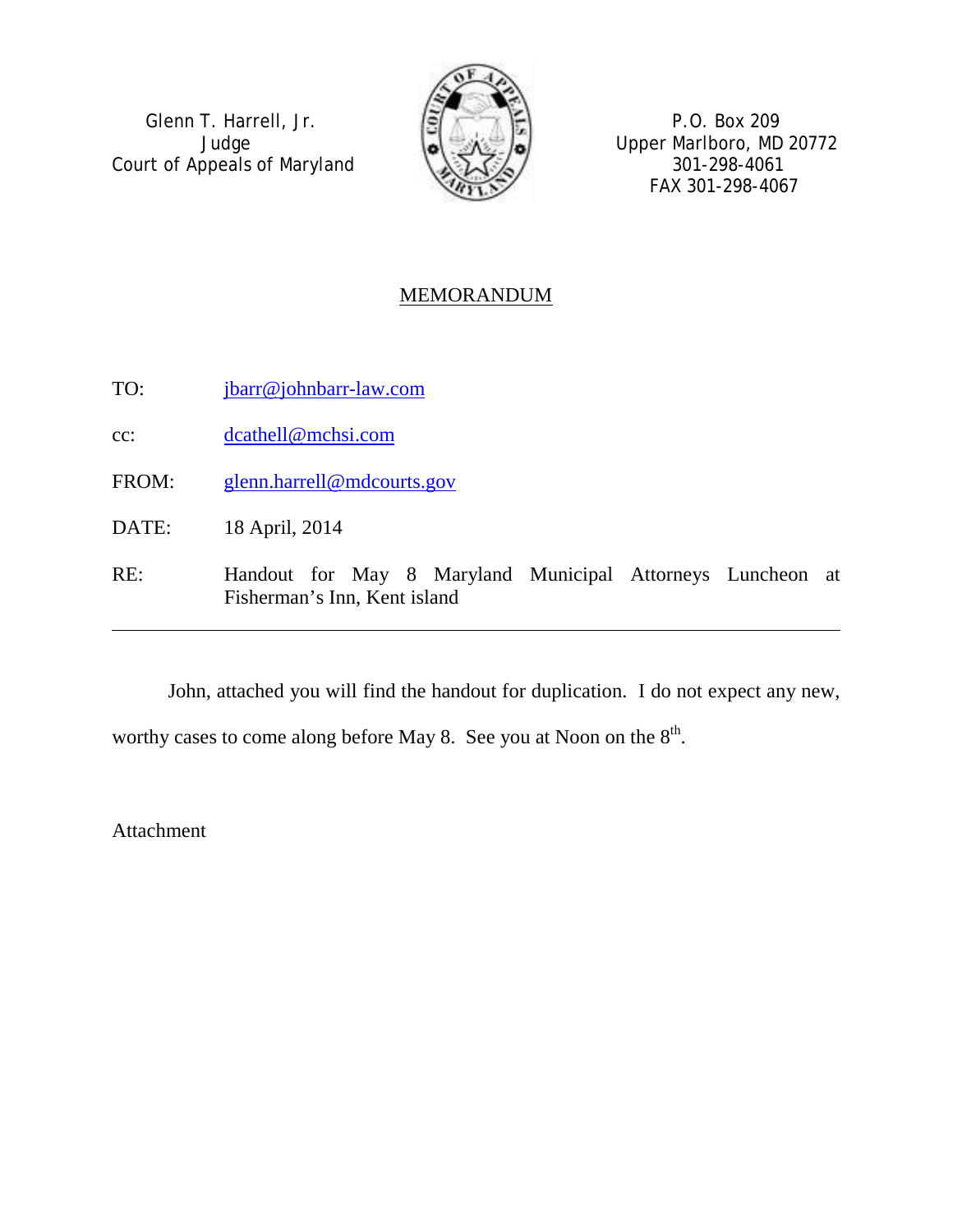Glenn T. Harrell, Jr.
Judge
Court of Appeals of Maryland

P.O. Box 209
Upper Marlboro, MD 20772
301-298-4061
FAX 301-298-4067

## MEMORANDUM

TO: jbarr@johnbarr-law.com

cc: dcathell@mchsi.com

FROM: glenn.harrell@mdcourts.gov

DATE: 18 April, 2014

RE: Handout for May 8 Maryland Municipal Attorneys Luncheon at Fisherman's Inn, Kent island

---

John, attached you will find the handout for duplication. I do not expect any new, worthy cases to come along before May 8. See you at Noon on the 8th.

Attachment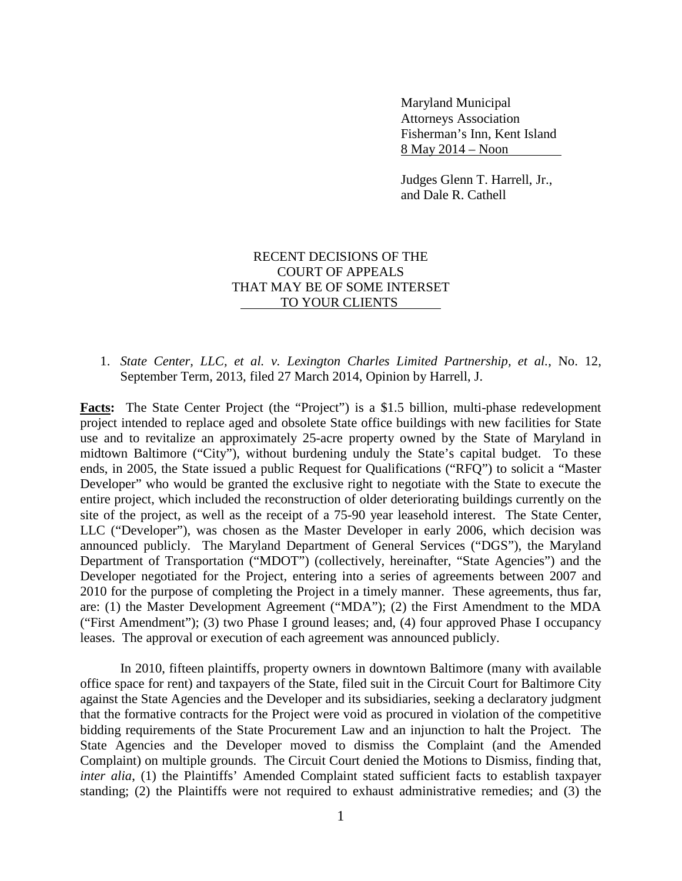Maryland Municipal
Attorneys Association
Fisherman's Inn, Kent Island
8 May 2014 – Noon

Judges Glenn T. Harrell, Jr.,
and Dale R. Cathell

# RECENT DECISIONS OF THE COURT OF APPEALS THAT MAY BE OF SOME INTERSET TO YOUR CLIENTS

1. *State Center, LLC, et al. v. Lexington Charles Limited Partnership, et al.*, No. 12, September Term, 2013, filed 27 March 2014, Opinion by Harrell, J.

**Facts:** The State Center Project (the "Project") is a $1.5 billion, multi-phase redevelopment project intended to replace aged and obsolete State office buildings with new facilities for State use and to revitalize an approximately 25-acre property owned by the State of Maryland in midtown Baltimore ("City"), without burdening unduly the State's capital budget. To these ends, in 2005, the State issued a public Request for Qualifications ("RFQ") to solicit a "Master Developer" who would be granted the exclusive right to negotiate with the State to execute the entire project, which included the reconstruction of older deteriorating buildings currently on the site of the project, as well as the receipt of a 75-90 year leasehold interest. The State Center, LLC ("Developer"), was chosen as the Master Developer in early 2006, which decision was announced publicly. The Maryland Department of General Services ("DGS"), the Maryland Department of Transportation ("MDOT") (collectively, hereinafter, "State Agencies") and the Developer negotiated for the Project, entering into a series of agreements between 2007 and 2010 for the purpose of completing the Project in a timely manner. These agreements, thus far, are: (1) the Master Development Agreement ("MDA"); (2) the First Amendment to the MDA ("First Amendment"); (3) two Phase I ground leases; and, (4) four approved Phase I occupancy leases. The approval or execution of each agreement was announced publicly.

In 2010, fifteen plaintiffs, property owners in downtown Baltimore (many with available office space for rent) and taxpayers of the State, filed suit in the Circuit Court for Baltimore City against the State Agencies and the Developer and its subsidiaries, seeking a declaratory judgment that the formative contracts for the Project were void as procured in violation of the competitive bidding requirements of the State Procurement Law and an injunction to halt the Project. The State Agencies and the Developer moved to dismiss the Complaint (and the Amended Complaint) on multiple grounds. The Circuit Court denied the Motions to Dismiss, finding that, *inter alia*, (1) the Plaintiffs' Amended Complaint stated sufficient facts to establish taxpayer standing; (2) the Plaintiffs were not required to exhaust administrative remedies; and (3) the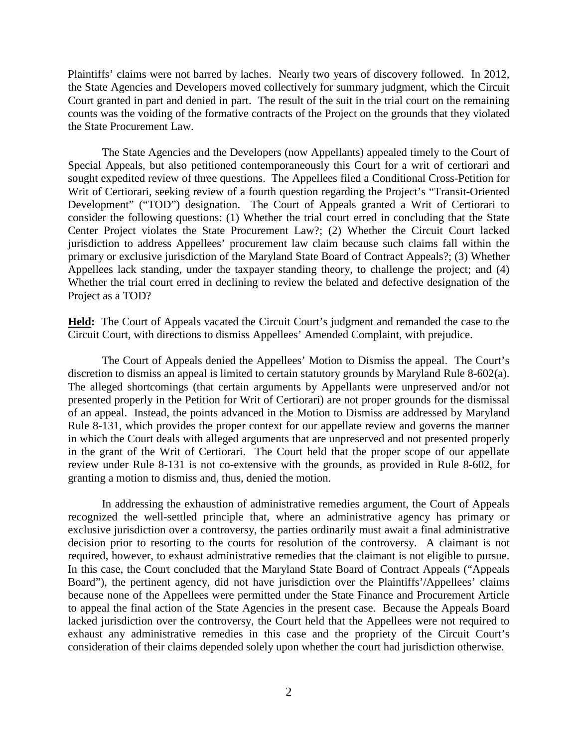Plaintiffs' claims were not barred by laches. Nearly two years of discovery followed. In 2012, the State Agencies and Developers moved collectively for summary judgment, which the Circuit Court granted in part and denied in part. The result of the suit in the trial court on the remaining counts was the voiding of the formative contracts of the Project on the grounds that they violated the State Procurement Law.

The State Agencies and the Developers (now Appellants) appealed timely to the Court of Special Appeals, but also petitioned contemporaneously this Court for a writ of certiorari and sought expedited review of three questions. The Appellees filed a Conditional Cross-Petition for Writ of Certiorari, seeking review of a fourth question regarding the Project's "Transit-Oriented Development" ("TOD") designation. The Court of Appeals granted a Writ of Certiorari to consider the following questions: (1) Whether the trial court erred in concluding that the State Center Project violates the State Procurement Law?; (2) Whether the Circuit Court lacked jurisdiction to address Appellees' procurement law claim because such claims fall within the primary or exclusive jurisdiction of the Maryland State Board of Contract Appeals?; (3) Whether Appellees lack standing, under the taxpayer standing theory, to challenge the project; and (4) Whether the trial court erred in declining to review the belated and defective designation of the Project as a TOD?

**Held:** The Court of Appeals vacated the Circuit Court's judgment and remanded the case to the Circuit Court, with directions to dismiss Appellees' Amended Complaint, with prejudice.

The Court of Appeals denied the Appellees' Motion to Dismiss the appeal. The Court's discretion to dismiss an appeal is limited to certain statutory grounds by Maryland Rule 8-602(a). The alleged shortcomings (that certain arguments by Appellants were unpreserved and/or not presented properly in the Petition for Writ of Certiorari) are not proper grounds for the dismissal of an appeal. Instead, the points advanced in the Motion to Dismiss are addressed by Maryland Rule 8-131, which provides the proper context for our appellate review and governs the manner in which the Court deals with alleged arguments that are unpreserved and not presented properly in the grant of the Writ of Certiorari. The Court held that the proper scope of our appellate review under Rule 8-131 is not co-extensive with the grounds, as provided in Rule 8-602, for granting a motion to dismiss and, thus, denied the motion.

In addressing the exhaustion of administrative remedies argument, the Court of Appeals recognized the well-settled principle that, where an administrative agency has primary or exclusive jurisdiction over a controversy, the parties ordinarily must await a final administrative decision prior to resorting to the courts for resolution of the controversy. A claimant is not required, however, to exhaust administrative remedies that the claimant is not eligible to pursue. In this case, the Court concluded that the Maryland State Board of Contract Appeals ("Appeals Board"), the pertinent agency, did not have jurisdiction over the Plaintiffs'/Appellees' claims because none of the Appellees were permitted under the State Finance and Procurement Article to appeal the final action of the State Agencies in the present case. Because the Appeals Board lacked jurisdiction over the controversy, the Court held that the Appellees were not required to exhaust any administrative remedies in this case and the propriety of the Circuit Court's consideration of their claims depended solely upon whether the court had jurisdiction otherwise.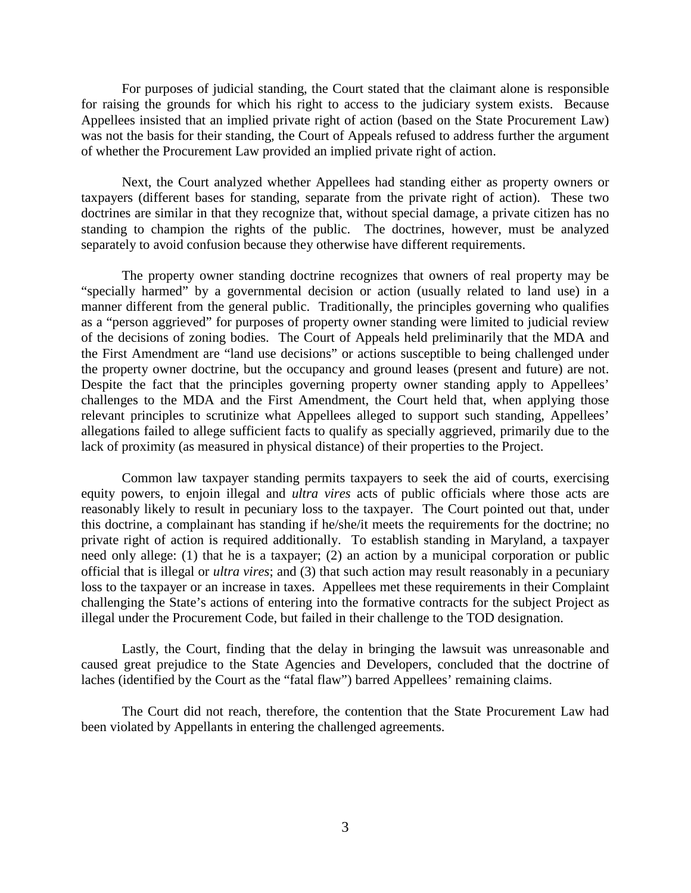For purposes of judicial standing, the Court stated that the claimant alone is responsible for raising the grounds for which his right to access to the judiciary system exists. Because Appellees insisted that an implied private right of action (based on the State Procurement Law) was not the basis for their standing, the Court of Appeals refused to address further the argument of whether the Procurement Law provided an implied private right of action.

Next, the Court analyzed whether Appellees had standing either as property owners or taxpayers (different bases for standing, separate from the private right of action). These two doctrines are similar in that they recognize that, without special damage, a private citizen has no standing to champion the rights of the public. The doctrines, however, must be analyzed separately to avoid confusion because they otherwise have different requirements.

The property owner standing doctrine recognizes that owners of real property may be "specially harmed" by a governmental decision or action (usually related to land use) in a manner different from the general public. Traditionally, the principles governing who qualifies as a "person aggrieved" for purposes of property owner standing were limited to judicial review of the decisions of zoning bodies. The Court of Appeals held preliminarily that the MDA and the First Amendment are "land use decisions" or actions susceptible to being challenged under the property owner doctrine, but the occupancy and ground leases (present and future) are not. Despite the fact that the principles governing property owner standing apply to Appellees' challenges to the MDA and the First Amendment, the Court held that, when applying those relevant principles to scrutinize what Appellees alleged to support such standing, Appellees' allegations failed to allege sufficient facts to qualify as specially aggrieved, primarily due to the lack of proximity (as measured in physical distance) of their properties to the Project.

Common law taxpayer standing permits taxpayers to seek the aid of courts, exercising equity powers, to enjoin illegal and *ultra vires* acts of public officials where those acts are reasonably likely to result in pecuniary loss to the taxpayer. The Court pointed out that, under this doctrine, a complainant has standing if he/she/it meets the requirements for the doctrine; no private right of action is required additionally. To establish standing in Maryland, a taxpayer need only allege: (1) that he is a taxpayer; (2) an action by a municipal corporation or public official that is illegal or *ultra vires*; and (3) that such action may result reasonably in a pecuniary loss to the taxpayer or an increase in taxes. Appellees met these requirements in their Complaint challenging the State's actions of entering into the formative contracts for the subject Project as illegal under the Procurement Code, but failed in their challenge to the TOD designation.

Lastly, the Court, finding that the delay in bringing the lawsuit was unreasonable and caused great prejudice to the State Agencies and Developers, concluded that the doctrine of laches (identified by the Court as the "fatal flaw") barred Appellees' remaining claims.

The Court did not reach, therefore, the contention that the State Procurement Law had been violated by Appellants in entering the challenged agreements.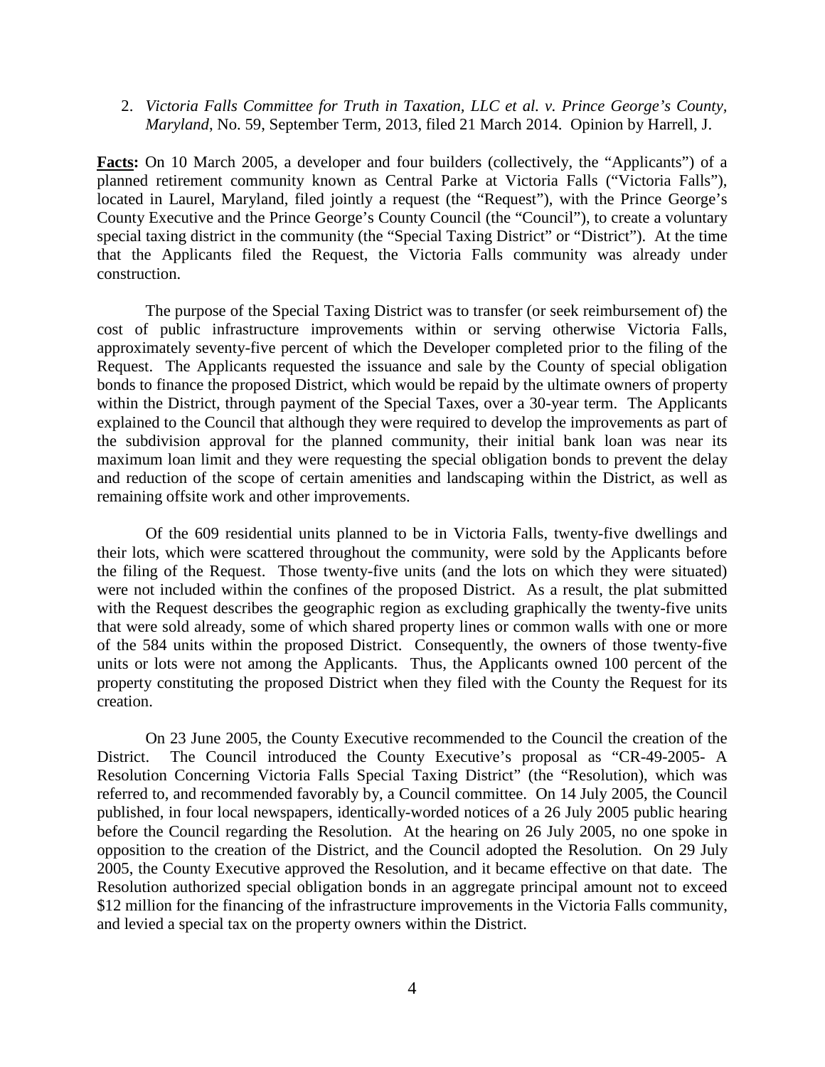2. *Victoria Falls Committee for Truth in Taxation, LLC et al. v. Prince George's County, Maryland*, No. 59, September Term, 2013, filed 21 March 2014. Opinion by Harrell, J.

**Facts:** On 10 March 2005, a developer and four builders (collectively, the "Applicants") of a planned retirement community known as Central Parke at Victoria Falls ("Victoria Falls"), located in Laurel, Maryland, filed jointly a request (the "Request"), with the Prince George's County Executive and the Prince George's County Council (the "Council"), to create a voluntary special taxing district in the community (the "Special Taxing District" or "District"). At the time that the Applicants filed the Request, the Victoria Falls community was already under construction.

The purpose of the Special Taxing District was to transfer (or seek reimbursement of) the cost of public infrastructure improvements within or serving otherwise Victoria Falls, approximately seventy-five percent of which the Developer completed prior to the filing of the Request. The Applicants requested the issuance and sale by the County of special obligation bonds to finance the proposed District, which would be repaid by the ultimate owners of property within the District, through payment of the Special Taxes, over a 30-year term. The Applicants explained to the Council that although they were required to develop the improvements as part of the subdivision approval for the planned community, their initial bank loan was near its maximum loan limit and they were requesting the special obligation bonds to prevent the delay and reduction of the scope of certain amenities and landscaping within the District, as well as remaining offsite work and other improvements.

Of the 609 residential units planned to be in Victoria Falls, twenty-five dwellings and their lots, which were scattered throughout the community, were sold by the Applicants before the filing of the Request. Those twenty-five units (and the lots on which they were situated) were not included within the confines of the proposed District. As a result, the plat submitted with the Request describes the geographic region as excluding graphically the twenty-five units that were sold already, some of which shared property lines or common walls with one or more of the 584 units within the proposed District. Consequently, the owners of those twenty-five units or lots were not among the Applicants. Thus, the Applicants owned 100 percent of the property constituting the proposed District when they filed with the County the Request for its creation.

On 23 June 2005, the County Executive recommended to the Council the creation of the District. The Council introduced the County Executive's proposal as "CR-49-2005- A Resolution Concerning Victoria Falls Special Taxing District" (the "Resolution), which was referred to, and recommended favorably by, a Council committee. On 14 July 2005, the Council published, in four local newspapers, identically-worded notices of a 26 July 2005 public hearing before the Council regarding the Resolution. At the hearing on 26 July 2005, no one spoke in opposition to the creation of the District, and the Council adopted the Resolution. On 29 July 2005, the County Executive approved the Resolution, and it became effective on that date. The Resolution authorized special obligation bonds in an aggregate principal amount not to exceed $12 million for the financing of the infrastructure improvements in the Victoria Falls community, and levied a special tax on the property owners within the District.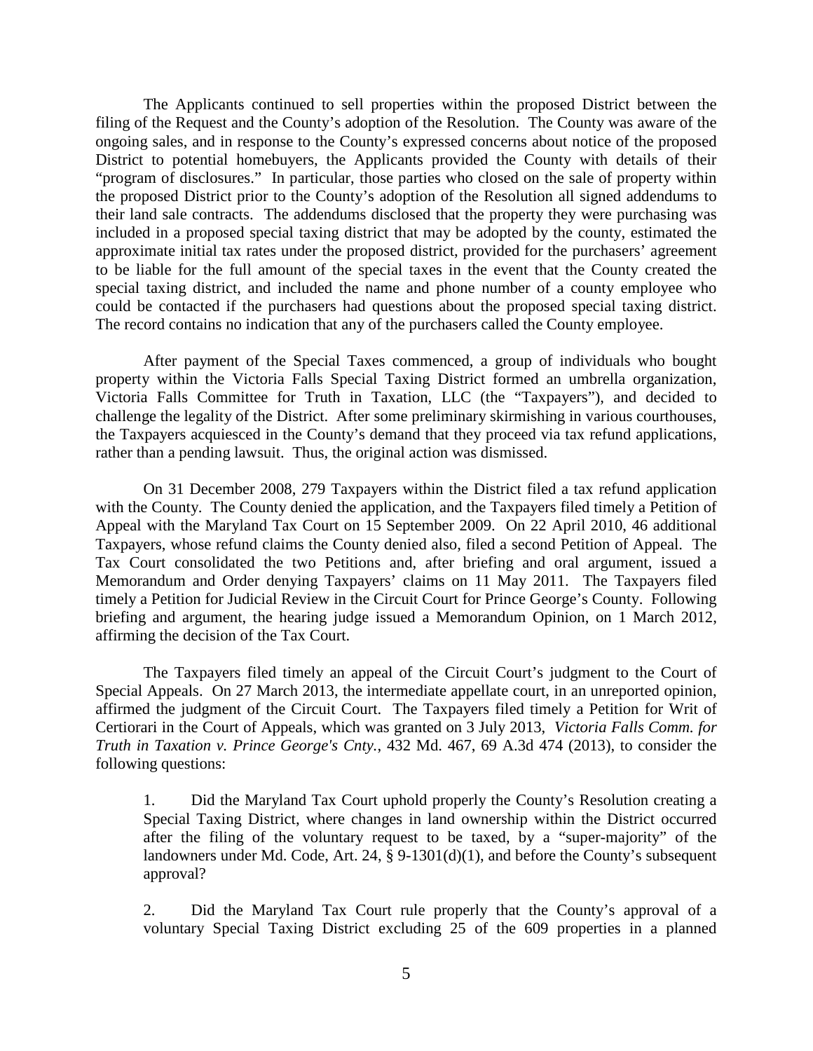The Applicants continued to sell properties within the proposed District between the filing of the Request and the County's adoption of the Resolution. The County was aware of the ongoing sales, and in response to the County's expressed concerns about notice of the proposed District to potential homebuyers, the Applicants provided the County with details of their "program of disclosures." In particular, those parties who closed on the sale of property within the proposed District prior to the County's adoption of the Resolution all signed addendums to their land sale contracts. The addendums disclosed that the property they were purchasing was included in a proposed special taxing district that may be adopted by the county, estimated the approximate initial tax rates under the proposed district, provided for the purchasers' agreement to be liable for the full amount of the special taxes in the event that the County created the special taxing district, and included the name and phone number of a county employee who could be contacted if the purchasers had questions about the proposed special taxing district. The record contains no indication that any of the purchasers called the County employee.

After payment of the Special Taxes commenced, a group of individuals who bought property within the Victoria Falls Special Taxing District formed an umbrella organization, Victoria Falls Committee for Truth in Taxation, LLC (the "Taxpayers"), and decided to challenge the legality of the District. After some preliminary skirmishing in various courthouses, the Taxpayers acquiesced in the County's demand that they proceed via tax refund applications, rather than a pending lawsuit. Thus, the original action was dismissed.

On 31 December 2008, 279 Taxpayers within the District filed a tax refund application with the County. The County denied the application, and the Taxpayers filed timely a Petition of Appeal with the Maryland Tax Court on 15 September 2009. On 22 April 2010, 46 additional Taxpayers, whose refund claims the County denied also, filed a second Petition of Appeal. The Tax Court consolidated the two Petitions and, after briefing and oral argument, issued a Memorandum and Order denying Taxpayers' claims on 11 May 2011. The Taxpayers filed timely a Petition for Judicial Review in the Circuit Court for Prince George's County. Following briefing and argument, the hearing judge issued a Memorandum Opinion, on 1 March 2012, affirming the decision of the Tax Court.

The Taxpayers filed timely an appeal of the Circuit Court's judgment to the Court of Special Appeals. On 27 March 2013, the intermediate appellate court, in an unreported opinion, affirmed the judgment of the Circuit Court. The Taxpayers filed timely a Petition for Writ of Certiorari in the Court of Appeals, which was granted on 3 July 2013, *Victoria Falls Comm. for Truth in Taxation v. Prince George's Cnty.*, 432 Md. 467, 69 A.3d 474 (2013), to consider the following questions:

> 1. Did the Maryland Tax Court uphold properly the County's Resolution creating a Special Taxing District, where changes in land ownership within the District occurred after the filing of the voluntary request to be taxed, by a "super-majority" of the landowners under Md. Code, Art. 24, § 9-1301(d)(1), and before the County's subsequent approval?
>
> 2. Did the Maryland Tax Court rule properly that the County's approval of a voluntary Special Taxing District excluding 25 of the 609 properties in a planned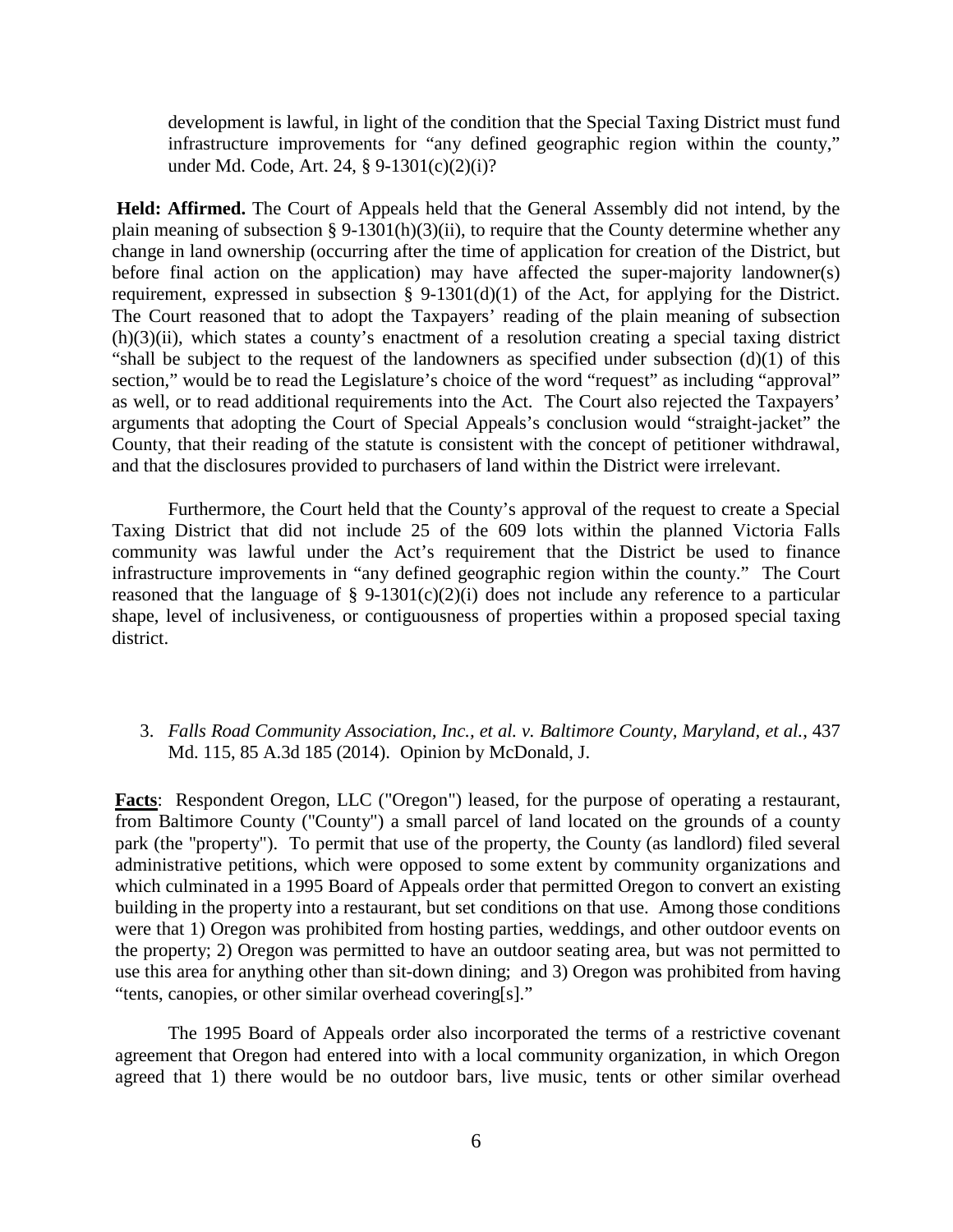development is lawful, in light of the condition that the Special Taxing District must fund infrastructure improvements for "any defined geographic region within the county," under Md. Code, Art. 24, § 9-1301(c)(2)(i)?

**Held: Affirmed.** The Court of Appeals held that the General Assembly did not intend, by the plain meaning of subsection § 9-1301(h)(3)(ii), to require that the County determine whether any change in land ownership (occurring after the time of application for creation of the District, but before final action on the application) may have affected the super-majority landowner(s) requirement, expressed in subsection § 9-1301(d)(1) of the Act, for applying for the District. The Court reasoned that to adopt the Taxpayers' reading of the plain meaning of subsection (h)(3)(ii), which states a county's enactment of a resolution creating a special taxing district "shall be subject to the request of the landowners as specified under subsection (d)(1) of this section," would be to read the Legislature's choice of the word "request" as including "approval" as well, or to read additional requirements into the Act. The Court also rejected the Taxpayers' arguments that adopting the Court of Special Appeals's conclusion would "straight-jacket" the County, that their reading of the statute is consistent with the concept of petitioner withdrawal, and that the disclosures provided to purchasers of land within the District were irrelevant.

Furthermore, the Court held that the County's approval of the request to create a Special Taxing District that did not include 25 of the 609 lots within the planned Victoria Falls community was lawful under the Act's requirement that the District be used to finance infrastructure improvements in "any defined geographic region within the county." The Court reasoned that the language of § 9-1301(c)(2)(i) does not include any reference to a particular shape, level of inclusiveness, or contiguousness of properties within a proposed special taxing district.

3. *Falls Road Community Association, Inc., et al. v. Baltimore County, Maryland, et al.*, 437 Md. 115, 85 A.3d 185 (2014). Opinion by McDonald, J.

**Facts**: Respondent Oregon, LLC ("Oregon") leased, for the purpose of operating a restaurant, from Baltimore County ("County") a small parcel of land located on the grounds of a county park (the "property"). To permit that use of the property, the County (as landlord) filed several administrative petitions, which were opposed to some extent by community organizations and which culminated in a 1995 Board of Appeals order that permitted Oregon to convert an existing building in the property into a restaurant, but set conditions on that use. Among those conditions were that 1) Oregon was prohibited from hosting parties, weddings, and other outdoor events on the property; 2) Oregon was permitted to have an outdoor seating area, but was not permitted to use this area for anything other than sit-down dining; and 3) Oregon was prohibited from having "tents, canopies, or other similar overhead covering[s]."

The 1995 Board of Appeals order also incorporated the terms of a restrictive covenant agreement that Oregon had entered into with a local community organization, in which Oregon agreed that 1) there would be no outdoor bars, live music, tents or other similar overhead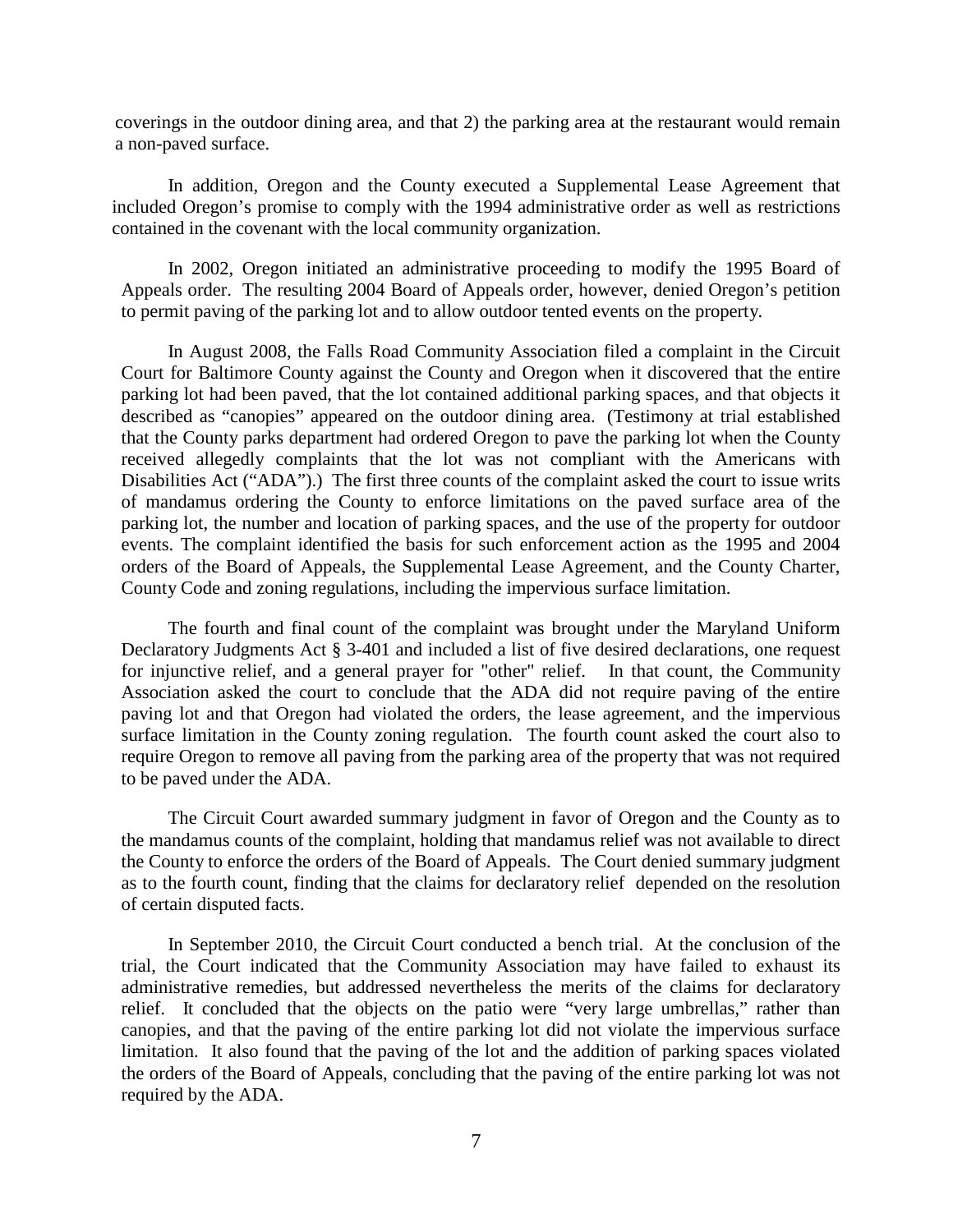coverings in the outdoor dining area, and that 2) the parking area at the restaurant would remain a non-paved surface.

In addition, Oregon and the County executed a Supplemental Lease Agreement that included Oregon's promise to comply with the 1994 administrative order as well as restrictions contained in the covenant with the local community organization.

In 2002, Oregon initiated an administrative proceeding to modify the 1995 Board of Appeals order. The resulting 2004 Board of Appeals order, however, denied Oregon's petition to permit paving of the parking lot and to allow outdoor tented events on the property.

In August 2008, the Falls Road Community Association filed a complaint in the Circuit Court for Baltimore County against the County and Oregon when it discovered that the entire parking lot had been paved, that the lot contained additional parking spaces, and that objects it described as "canopies" appeared on the outdoor dining area. (Testimony at trial established that the County parks department had ordered Oregon to pave the parking lot when the County received allegedly complaints that the lot was not compliant with the Americans with Disabilities Act ("ADA").) The first three counts of the complaint asked the court to issue writs of mandamus ordering the County to enforce limitations on the paved surface area of the parking lot, the number and location of parking spaces, and the use of the property for outdoor events. The complaint identified the basis for such enforcement action as the 1995 and 2004 orders of the Board of Appeals, the Supplemental Lease Agreement, and the County Charter, County Code and zoning regulations, including the impervious surface limitation.

The fourth and final count of the complaint was brought under the Maryland Uniform Declaratory Judgments Act § 3-401 and included a list of five desired declarations, one request for injunctive relief, and a general prayer for "other" relief. In that count, the Community Association asked the court to conclude that the ADA did not require paving of the entire paving lot and that Oregon had violated the orders, the lease agreement, and the impervious surface limitation in the County zoning regulation. The fourth count asked the court also to require Oregon to remove all paving from the parking area of the property that was not required to be paved under the ADA.

The Circuit Court awarded summary judgment in favor of Oregon and the County as to the mandamus counts of the complaint, holding that mandamus relief was not available to direct the County to enforce the orders of the Board of Appeals. The Court denied summary judgment as to the fourth count, finding that the claims for declaratory relief depended on the resolution of certain disputed facts.

In September 2010, the Circuit Court conducted a bench trial. At the conclusion of the trial, the Court indicated that the Community Association may have failed to exhaust its administrative remedies, but addressed nevertheless the merits of the claims for declaratory relief. It concluded that the objects on the patio were "very large umbrellas," rather than canopies, and that the paving of the entire parking lot did not violate the impervious surface limitation. It also found that the paving of the lot and the addition of parking spaces violated the orders of the Board of Appeals, concluding that the paving of the entire parking lot was not required by the ADA.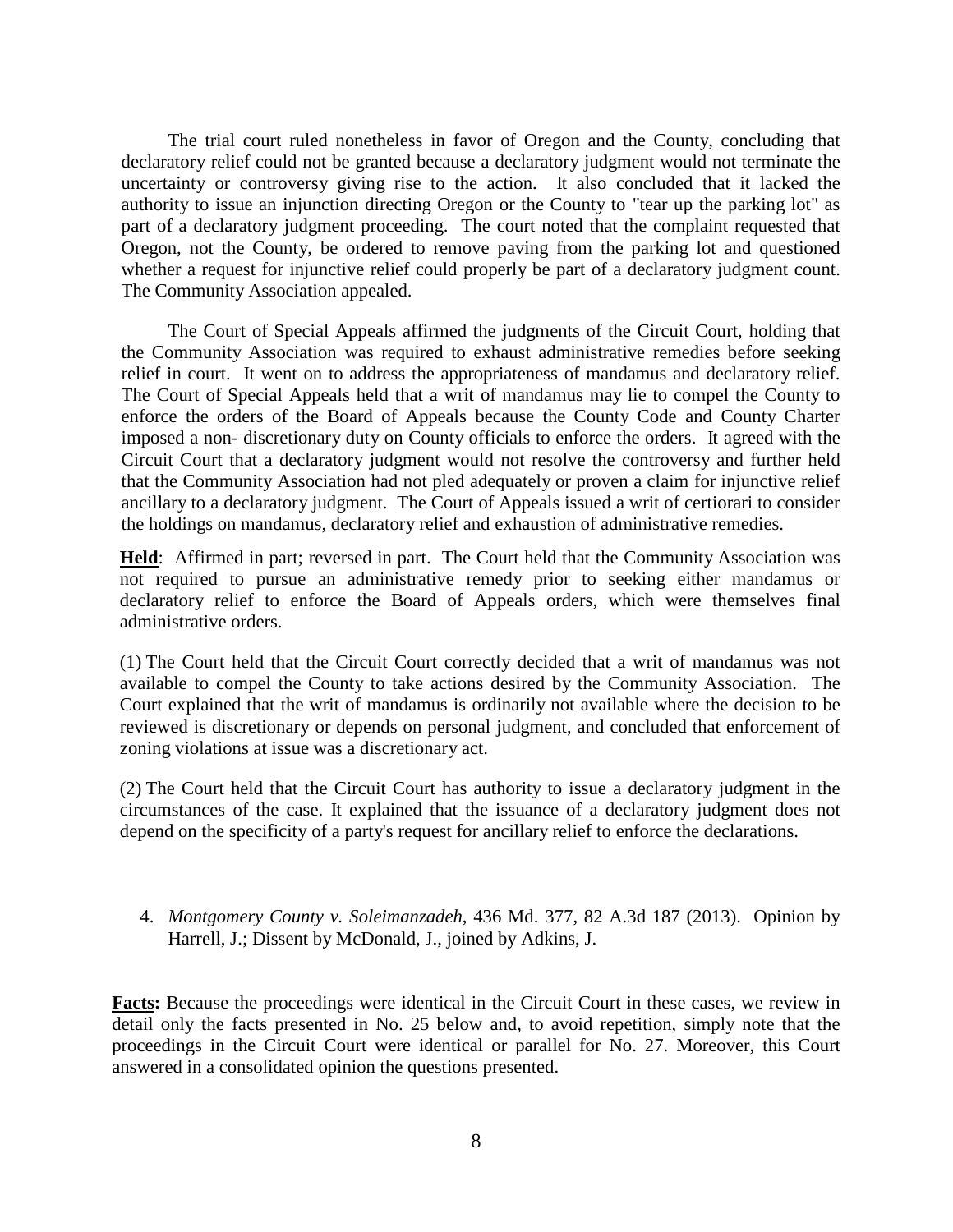The trial court ruled nonetheless in favor of Oregon and the County, concluding that declaratory relief could not be granted because a declaratory judgment would not terminate the uncertainty or controversy giving rise to the action. It also concluded that it lacked the authority to issue an injunction directing Oregon or the County to "tear up the parking lot" as part of a declaratory judgment proceeding. The court noted that the complaint requested that Oregon, not the County, be ordered to remove paving from the parking lot and questioned whether a request for injunctive relief could properly be part of a declaratory judgment count. The Community Association appealed.

The Court of Special Appeals affirmed the judgments of the Circuit Court, holding that the Community Association was required to exhaust administrative remedies before seeking relief in court. It went on to address the appropriateness of mandamus and declaratory relief. The Court of Special Appeals held that a writ of mandamus may lie to compel the County to enforce the orders of the Board of Appeals because the County Code and County Charter imposed a non- discretionary duty on County officials to enforce the orders. It agreed with the Circuit Court that a declaratory judgment would not resolve the controversy and further held that the Community Association had not pled adequately or proven a claim for injunctive relief ancillary to a declaratory judgment. The Court of Appeals issued a writ of certiorari to consider the holdings on mandamus, declaratory relief and exhaustion of administrative remedies.

**Held**: Affirmed in part; reversed in part. The Court held that the Community Association was not required to pursue an administrative remedy prior to seeking either mandamus or declaratory relief to enforce the Board of Appeals orders, which were themselves final administrative orders.

(1) The Court held that the Circuit Court correctly decided that a writ of mandamus was not available to compel the County to take actions desired by the Community Association. The Court explained that the writ of mandamus is ordinarily not available where the decision to be reviewed is discretionary or depends on personal judgment, and concluded that enforcement of zoning violations at issue was a discretionary act.

(2) The Court held that the Circuit Court has authority to issue a declaratory judgment in the circumstances of the case. It explained that the issuance of a declaratory judgment does not depend on the specificity of a party's request for ancillary relief to enforce the declarations.

4. *Montgomery County v. Soleimanzadeh*, 436 Md. 377, 82 A.3d 187 (2013). Opinion by Harrell, J.; Dissent by McDonald, J., joined by Adkins, J.

**Facts:** Because the proceedings were identical in the Circuit Court in these cases, we review in detail only the facts presented in No. 25 below and, to avoid repetition, simply note that the proceedings in the Circuit Court were identical or parallel for No. 27. Moreover, this Court answered in a consolidated opinion the questions presented.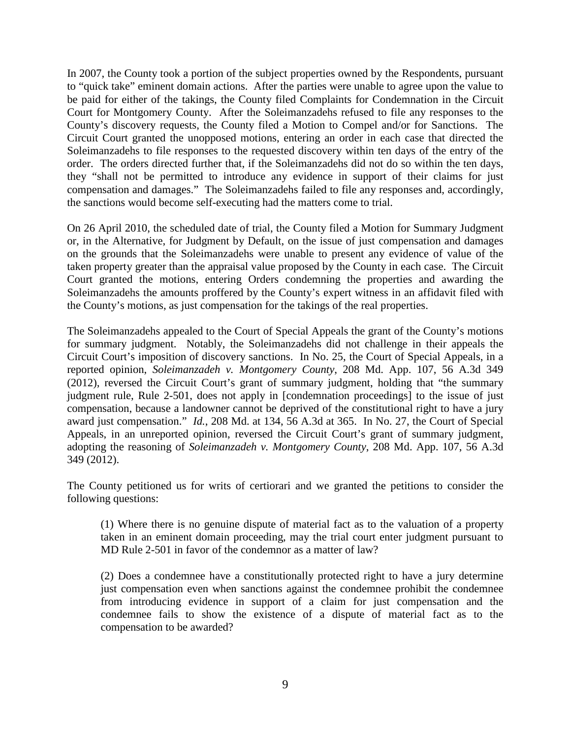In 2007, the County took a portion of the subject properties owned by the Respondents, pursuant to "quick take" eminent domain actions. After the parties were unable to agree upon the value to be paid for either of the takings, the County filed Complaints for Condemnation in the Circuit Court for Montgomery County. After the Soleimanzadehs refused to file any responses to the County's discovery requests, the County filed a Motion to Compel and/or for Sanctions. The Circuit Court granted the unopposed motions, entering an order in each case that directed the Soleimanzadehs to file responses to the requested discovery within ten days of the entry of the order. The orders directed further that, if the Soleimanzadehs did not do so within the ten days, they "shall not be permitted to introduce any evidence in support of their claims for just compensation and damages." The Soleimanzadehs failed to file any responses and, accordingly, the sanctions would become self-executing had the matters come to trial.

On 26 April 2010, the scheduled date of trial, the County filed a Motion for Summary Judgment or, in the Alternative, for Judgment by Default, on the issue of just compensation and damages on the grounds that the Soleimanzadehs were unable to present any evidence of value of the taken property greater than the appraisal value proposed by the County in each case. The Circuit Court granted the motions, entering Orders condemning the properties and awarding the Soleimanzadehs the amounts proffered by the County's expert witness in an affidavit filed with the County's motions, as just compensation for the takings of the real properties.

The Soleimanzadehs appealed to the Court of Special Appeals the grant of the County's motions for summary judgment. Notably, the Soleimanzadehs did not challenge in their appeals the Circuit Court's imposition of discovery sanctions. In No. 25, the Court of Special Appeals, in a reported opinion, *Soleimanzadeh v. Montgomery County*, 208 Md. App. 107, 56 A.3d 349 (2012), reversed the Circuit Court's grant of summary judgment, holding that "the summary judgment rule, Rule 2-501, does not apply in [condemnation proceedings] to the issue of just compensation, because a landowner cannot be deprived of the constitutional right to have a jury award just compensation." *Id.*, 208 Md. at 134, 56 A.3d at 365. In No. 27, the Court of Special Appeals, in an unreported opinion, reversed the Circuit Court's grant of summary judgment, adopting the reasoning of *Soleimanzadeh v. Montgomery County*, 208 Md. App. 107, 56 A.3d 349 (2012).

The County petitioned us for writs of certiorari and we granted the petitions to consider the following questions:

> (1) Where there is no genuine dispute of material fact as to the valuation of a property taken in an eminent domain proceeding, may the trial court enter judgment pursuant to MD Rule 2-501 in favor of the condemnor as a matter of law?
>
> (2) Does a condemnee have a constitutionally protected right to have a jury determine just compensation even when sanctions against the condemnee prohibit the condemnee from introducing evidence in support of a claim for just compensation and the condemnee fails to show the existence of a dispute of material fact as to the compensation to be awarded?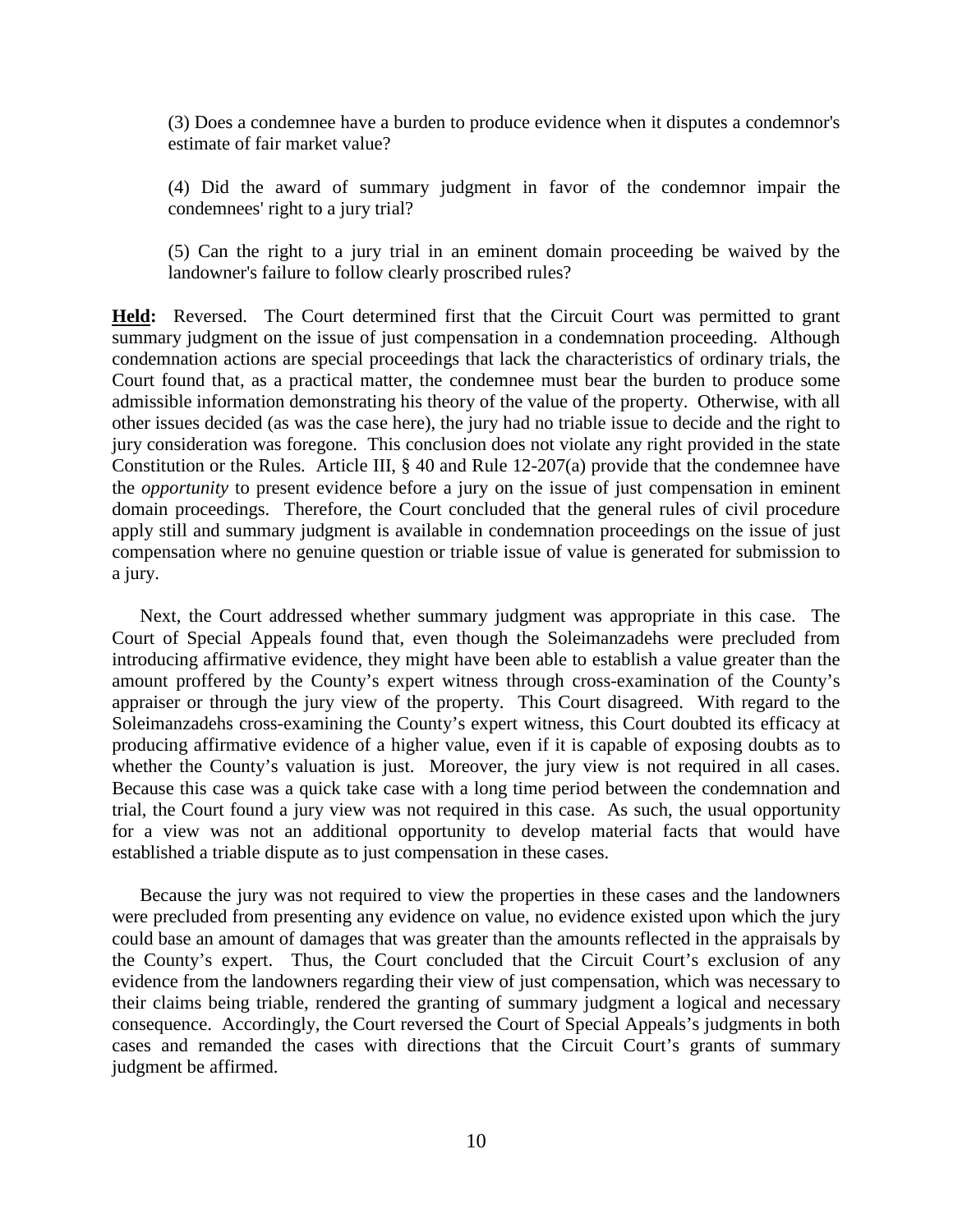(3) Does a condemnee have a burden to produce evidence when it disputes a condemnor's estimate of fair market value?

(4) Did the award of summary judgment in favor of the condemnor impair the condemnees' right to a jury trial?

(5) Can the right to a jury trial in an eminent domain proceeding be waived by the landowner's failure to follow clearly proscribed rules?

**Held:** Reversed. The Court determined first that the Circuit Court was permitted to grant summary judgment on the issue of just compensation in a condemnation proceeding. Although condemnation actions are special proceedings that lack the characteristics of ordinary trials, the Court found that, as a practical matter, the condemnee must bear the burden to produce some admissible information demonstrating his theory of the value of the property. Otherwise, with all other issues decided (as was the case here), the jury had no triable issue to decide and the right to jury consideration was foregone. This conclusion does not violate any right provided in the state Constitution or the Rules. Article III, § 40 and Rule 12-207(a) provide that the condemnee have the *opportunity* to present evidence before a jury on the issue of just compensation in eminent domain proceedings. Therefore, the Court concluded that the general rules of civil procedure apply still and summary judgment is available in condemnation proceedings on the issue of just compensation where no genuine question or triable issue of value is generated for submission to a jury.

Next, the Court addressed whether summary judgment was appropriate in this case. The Court of Special Appeals found that, even though the Soleimanzadehs were precluded from introducing affirmative evidence, they might have been able to establish a value greater than the amount proffered by the County's expert witness through cross-examination of the County's appraiser or through the jury view of the property. This Court disagreed. With regard to the Soleimanzadehs cross-examining the County's expert witness, this Court doubted its efficacy at producing affirmative evidence of a higher value, even if it is capable of exposing doubts as to whether the County's valuation is just. Moreover, the jury view is not required in all cases. Because this case was a quick take case with a long time period between the condemnation and trial, the Court found a jury view was not required in this case. As such, the usual opportunity for a view was not an additional opportunity to develop material facts that would have established a triable dispute as to just compensation in these cases.

Because the jury was not required to view the properties in these cases and the landowners were precluded from presenting any evidence on value, no evidence existed upon which the jury could base an amount of damages that was greater than the amounts reflected in the appraisals by the County's expert. Thus, the Court concluded that the Circuit Court's exclusion of any evidence from the landowners regarding their view of just compensation, which was necessary to their claims being triable, rendered the granting of summary judgment a logical and necessary consequence. Accordingly, the Court reversed the Court of Special Appeals's judgments in both cases and remanded the cases with directions that the Circuit Court's grants of summary judgment be affirmed.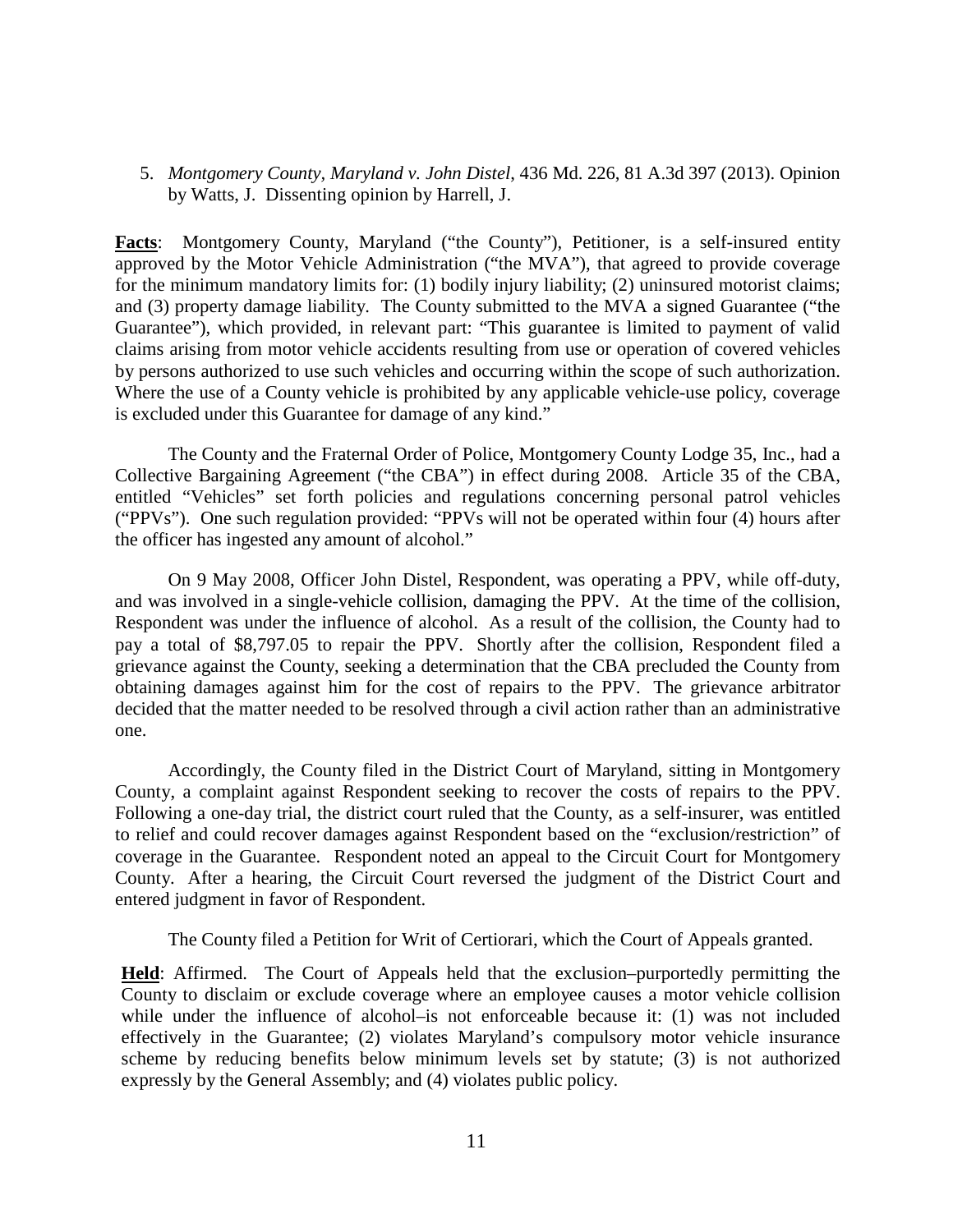5. *Montgomery County, Maryland v. John Distel*, 436 Md. 226, 81 A.3d 397 (2013). Opinion by Watts, J. Dissenting opinion by Harrell, J.

**Facts**: Montgomery County, Maryland ("the County"), Petitioner, is a self-insured entity approved by the Motor Vehicle Administration ("the MVA"), that agreed to provide coverage for the minimum mandatory limits for: (1) bodily injury liability; (2) uninsured motorist claims; and (3) property damage liability. The County submitted to the MVA a signed Guarantee ("the Guarantee"), which provided, in relevant part: "This guarantee is limited to payment of valid claims arising from motor vehicle accidents resulting from use or operation of covered vehicles by persons authorized to use such vehicles and occurring within the scope of such authorization. Where the use of a County vehicle is prohibited by any applicable vehicle-use policy, coverage is excluded under this Guarantee for damage of any kind."

The County and the Fraternal Order of Police, Montgomery County Lodge 35, Inc., had a Collective Bargaining Agreement ("the CBA") in effect during 2008. Article 35 of the CBA, entitled "Vehicles" set forth policies and regulations concerning personal patrol vehicles ("PPVs"). One such regulation provided: "PPVs will not be operated within four (4) hours after the officer has ingested any amount of alcohol."

On 9 May 2008, Officer John Distel, Respondent, was operating a PPV, while off-duty, and was involved in a single-vehicle collision, damaging the PPV. At the time of the collision, Respondent was under the influence of alcohol. As a result of the collision, the County had to pay a total of $8,797.05 to repair the PPV. Shortly after the collision, Respondent filed a grievance against the County, seeking a determination that the CBA precluded the County from obtaining damages against him for the cost of repairs to the PPV. The grievance arbitrator decided that the matter needed to be resolved through a civil action rather than an administrative one.

Accordingly, the County filed in the District Court of Maryland, sitting in Montgomery County, a complaint against Respondent seeking to recover the costs of repairs to the PPV. Following a one-day trial, the district court ruled that the County, as a self-insurer, was entitled to relief and could recover damages against Respondent based on the "exclusion/restriction" of coverage in the Guarantee. Respondent noted an appeal to the Circuit Court for Montgomery County. After a hearing, the Circuit Court reversed the judgment of the District Court and entered judgment in favor of Respondent.

The County filed a Petition for Writ of Certiorari, which the Court of Appeals granted.

**Held**: Affirmed. The Court of Appeals held that the exclusion–purportedly permitting the County to disclaim or exclude coverage where an employee causes a motor vehicle collision while under the influence of alcohol–is not enforceable because it: (1) was not included effectively in the Guarantee; (2) violates Maryland's compulsory motor vehicle insurance scheme by reducing benefits below minimum levels set by statute; (3) is not authorized expressly by the General Assembly; and (4) violates public policy.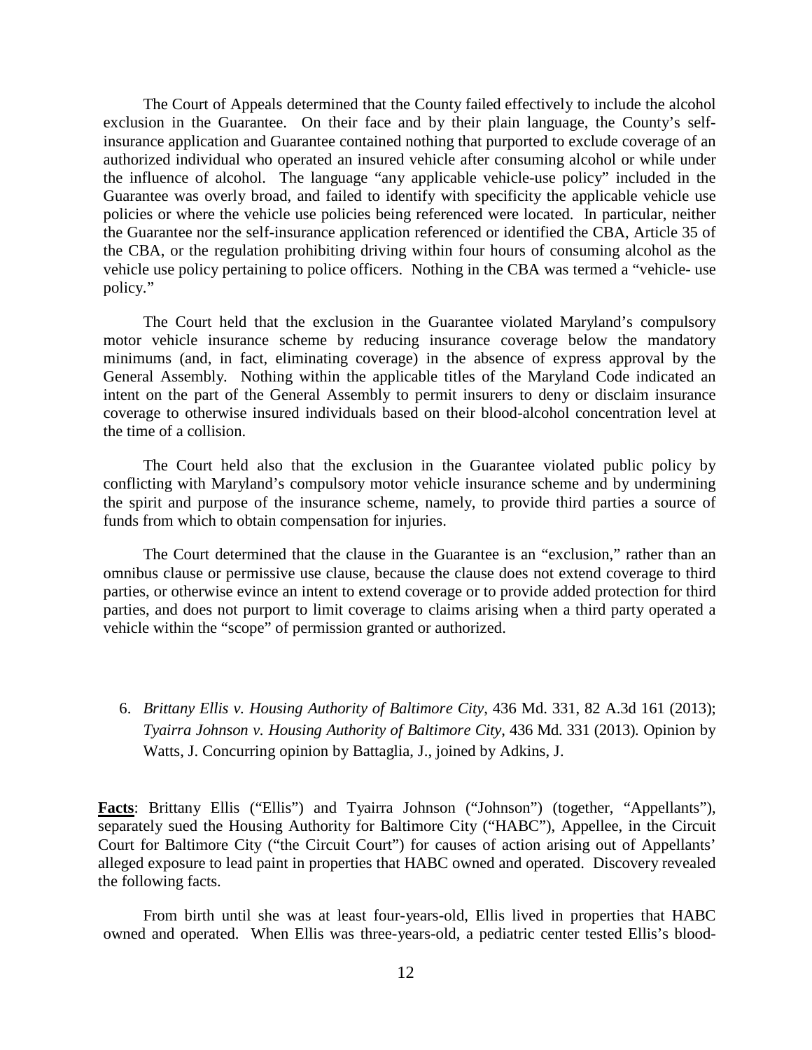The Court of Appeals determined that the County failed effectively to include the alcohol exclusion in the Guarantee. On their face and by their plain language, the County's self-insurance application and Guarantee contained nothing that purported to exclude coverage of an authorized individual who operated an insured vehicle after consuming alcohol or while under the influence of alcohol. The language "any applicable vehicle-use policy" included in the Guarantee was overly broad, and failed to identify with specificity the applicable vehicle use policies or where the vehicle use policies being referenced were located. In particular, neither the Guarantee nor the self-insurance application referenced or identified the CBA, Article 35 of the CBA, or the regulation prohibiting driving within four hours of consuming alcohol as the vehicle use policy pertaining to police officers. Nothing in the CBA was termed a "vehicle- use policy."

The Court held that the exclusion in the Guarantee violated Maryland's compulsory motor vehicle insurance scheme by reducing insurance coverage below the mandatory minimums (and, in fact, eliminating coverage) in the absence of express approval by the General Assembly. Nothing within the applicable titles of the Maryland Code indicated an intent on the part of the General Assembly to permit insurers to deny or disclaim insurance coverage to otherwise insured individuals based on their blood-alcohol concentration level at the time of a collision.

The Court held also that the exclusion in the Guarantee violated public policy by conflicting with Maryland's compulsory motor vehicle insurance scheme and by undermining the spirit and purpose of the insurance scheme, namely, to provide third parties a source of funds from which to obtain compensation for injuries.

The Court determined that the clause in the Guarantee is an "exclusion," rather than an omnibus clause or permissive use clause, because the clause does not extend coverage to third parties, or otherwise evince an intent to extend coverage or to provide added protection for third parties, and does not purport to limit coverage to claims arising when a third party operated a vehicle within the "scope" of permission granted or authorized.

6. *Brittany Ellis v. Housing Authority of Baltimore City*, 436 Md. 331, 82 A.3d 161 (2013); *Tyairra Johnson v. Housing Authority of Baltimore City*, 436 Md. 331 (2013). Opinion by Watts, J. Concurring opinion by Battaglia, J., joined by Adkins, J.

**Facts**: Brittany Ellis ("Ellis") and Tyairra Johnson ("Johnson") (together, "Appellants"), separately sued the Housing Authority for Baltimore City ("HABC"), Appellee, in the Circuit Court for Baltimore City ("the Circuit Court") for causes of action arising out of Appellants' alleged exposure to lead paint in properties that HABC owned and operated. Discovery revealed the following facts.

From birth until she was at least four-years-old, Ellis lived in properties that HABC owned and operated. When Ellis was three-years-old, a pediatric center tested Ellis's blood-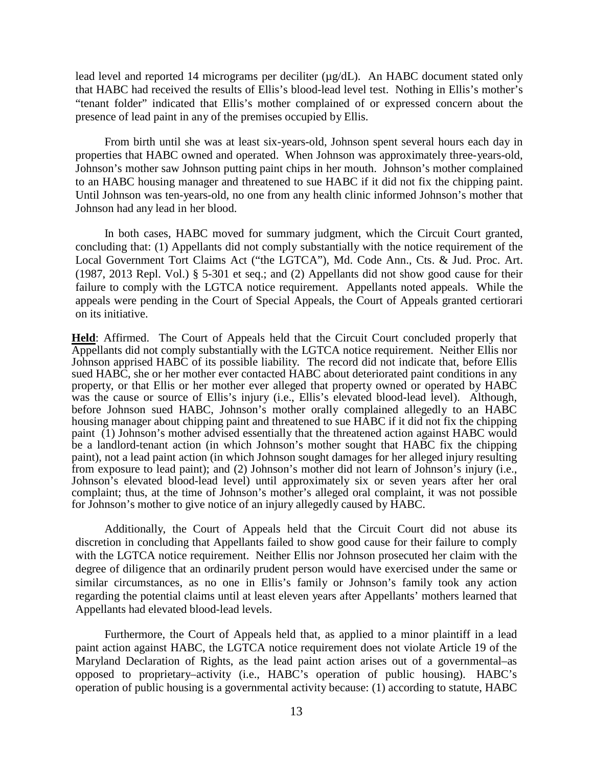lead level and reported 14 micrograms per deciliter (µg/dL). An HABC document stated only that HABC had received the results of Ellis's blood-lead level test. Nothing in Ellis's mother's "tenant folder" indicated that Ellis's mother complained of or expressed concern about the presence of lead paint in any of the premises occupied by Ellis.

From birth until she was at least six-years-old, Johnson spent several hours each day in properties that HABC owned and operated. When Johnson was approximately three-years-old, Johnson's mother saw Johnson putting paint chips in her mouth. Johnson's mother complained to an HABC housing manager and threatened to sue HABC if it did not fix the chipping paint. Until Johnson was ten-years-old, no one from any health clinic informed Johnson's mother that Johnson had any lead in her blood.

In both cases, HABC moved for summary judgment, which the Circuit Court granted, concluding that: (1) Appellants did not comply substantially with the notice requirement of the Local Government Tort Claims Act ("the LGTCA"), Md. Code Ann., Cts. & Jud. Proc. Art. (1987, 2013 Repl. Vol.) § 5-301 et seq.; and (2) Appellants did not show good cause for their failure to comply with the LGTCA notice requirement. Appellants noted appeals. While the appeals were pending in the Court of Special Appeals, the Court of Appeals granted certiorari on its initiative.

**Held**: Affirmed. The Court of Appeals held that the Circuit Court concluded properly that Appellants did not comply substantially with the LGTCA notice requirement. Neither Ellis nor Johnson apprised HABC of its possible liability. The record did not indicate that, before Ellis sued HABC, she or her mother ever contacted HABC about deteriorated paint conditions in any property, or that Ellis or her mother ever alleged that property owned or operated by HABC was the cause or source of Ellis's injury (i.e., Ellis's elevated blood-lead level). Although, before Johnson sued HABC, Johnson's mother orally complained allegedly to an HABC housing manager about chipping paint and threatened to sue HABC if it did not fix the chipping paint (1) Johnson's mother advised essentially that the threatened action against HABC would be a landlord-tenant action (in which Johnson's mother sought that HABC fix the chipping paint), not a lead paint action (in which Johnson sought damages for her alleged injury resulting from exposure to lead paint); and (2) Johnson's mother did not learn of Johnson's injury (i.e., Johnson's elevated blood-lead level) until approximately six or seven years after her oral complaint; thus, at the time of Johnson's mother's alleged oral complaint, it was not possible for Johnson's mother to give notice of an injury allegedly caused by HABC.

Additionally, the Court of Appeals held that the Circuit Court did not abuse its discretion in concluding that Appellants failed to show good cause for their failure to comply with the LGTCA notice requirement. Neither Ellis nor Johnson prosecuted her claim with the degree of diligence that an ordinarily prudent person would have exercised under the same or similar circumstances, as no one in Ellis's family or Johnson's family took any action regarding the potential claims until at least eleven years after Appellants' mothers learned that Appellants had elevated blood-lead levels.

Furthermore, the Court of Appeals held that, as applied to a minor plaintiff in a lead paint action against HABC, the LGTCA notice requirement does not violate Article 19 of the Maryland Declaration of Rights, as the lead paint action arises out of a governmental–as opposed to proprietary–activity (i.e., HABC's operation of public housing). HABC's operation of public housing is a governmental activity because: (1) according to statute, HABC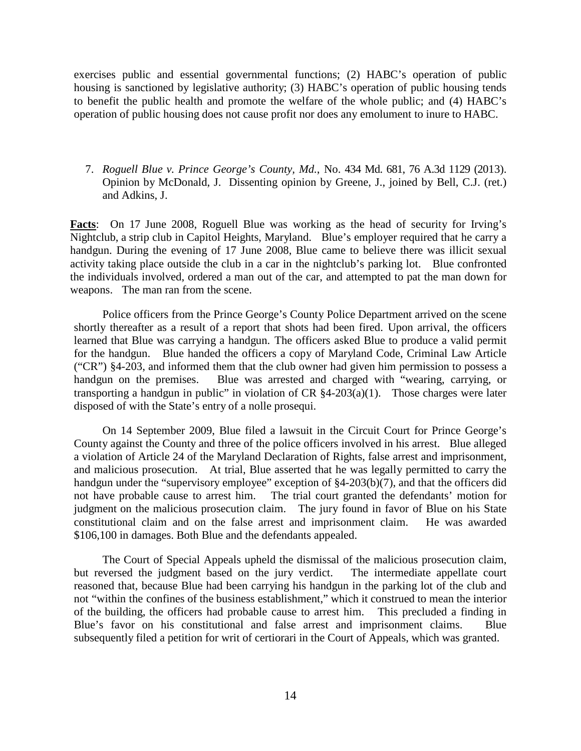exercises public and essential governmental functions; (2) HABC's operation of public housing is sanctioned by legislative authority; (3) HABC's operation of public housing tends to benefit the public health and promote the welfare of the whole public; and (4) HABC's operation of public housing does not cause profit nor does any emolument to inure to HABC.

7. *Roguell Blue v. Prince George's County, Md.*, No. 434 Md. 681, 76 A.3d 1129 (2013). Opinion by McDonald, J. Dissenting opinion by Greene, J., joined by Bell, C.J. (ret.) and Adkins, J.

**Facts**: On 17 June 2008, Roguell Blue was working as the head of security for Irving's Nightclub, a strip club in Capitol Heights, Maryland. Blue's employer required that he carry a handgun. During the evening of 17 June 2008, Blue came to believe there was illicit sexual activity taking place outside the club in a car in the nightclub's parking lot. Blue confronted the individuals involved, ordered a man out of the car, and attempted to pat the man down for weapons. The man ran from the scene.

Police officers from the Prince George's County Police Department arrived on the scene shortly thereafter as a result of a report that shots had been fired. Upon arrival, the officers learned that Blue was carrying a handgun. The officers asked Blue to produce a valid permit for the handgun. Blue handed the officers a copy of Maryland Code, Criminal Law Article ("CR") §4-203, and informed them that the club owner had given him permission to possess a handgun on the premises. Blue was arrested and charged with "wearing, carrying, or transporting a handgun in public" in violation of CR §4-203(a)(1). Those charges were later disposed of with the State's entry of a nolle prosequi.

On 14 September 2009, Blue filed a lawsuit in the Circuit Court for Prince George's County against the County and three of the police officers involved in his arrest. Blue alleged a violation of Article 24 of the Maryland Declaration of Rights, false arrest and imprisonment, and malicious prosecution. At trial, Blue asserted that he was legally permitted to carry the handgun under the "supervisory employee" exception of §4-203(b)(7), and that the officers did not have probable cause to arrest him. The trial court granted the defendants' motion for judgment on the malicious prosecution claim. The jury found in favor of Blue on his State constitutional claim and on the false arrest and imprisonment claim. He was awarded $106,100 in damages. Both Blue and the defendants appealed.

The Court of Special Appeals upheld the dismissal of the malicious prosecution claim, but reversed the judgment based on the jury verdict. The intermediate appellate court reasoned that, because Blue had been carrying his handgun in the parking lot of the club and not "within the confines of the business establishment," which it construed to mean the interior of the building, the officers had probable cause to arrest him. This precluded a finding in Blue's favor on his constitutional and false arrest and imprisonment claims. Blue subsequently filed a petition for writ of certiorari in the Court of Appeals, which was granted.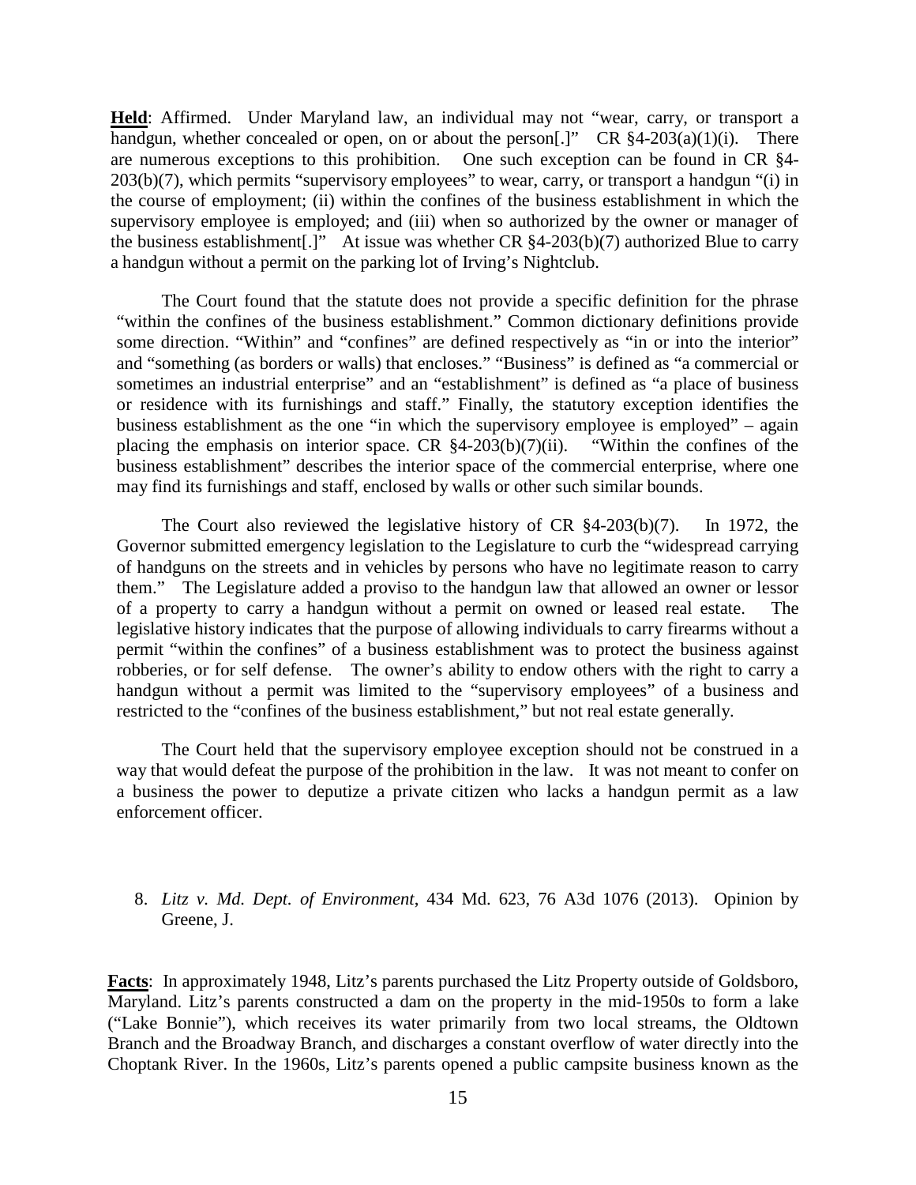**Held**: Affirmed. Under Maryland law, an individual may not "wear, carry, or transport a handgun, whether concealed or open, on or about the person[.]" CR §4-203(a)(1)(i). There are numerous exceptions to this prohibition. One such exception can be found in CR §4-203(b)(7), which permits "supervisory employees" to wear, carry, or transport a handgun "(i) in the course of employment; (ii) within the confines of the business establishment in which the supervisory employee is employed; and (iii) when so authorized by the owner or manager of the business establishment[.]" At issue was whether CR §4-203(b)(7) authorized Blue to carry a handgun without a permit on the parking lot of Irving's Nightclub.

The Court found that the statute does not provide a specific definition for the phrase "within the confines of the business establishment." Common dictionary definitions provide some direction. "Within" and "confines" are defined respectively as "in or into the interior" and "something (as borders or walls) that encloses." "Business" is defined as "a commercial or sometimes an industrial enterprise" and an "establishment" is defined as "a place of business or residence with its furnishings and staff." Finally, the statutory exception identifies the business establishment as the one "in which the supervisory employee is employed" – again placing the emphasis on interior space. CR §4-203(b)(7)(ii). "Within the confines of the business establishment" describes the interior space of the commercial enterprise, where one may find its furnishings and staff, enclosed by walls or other such similar bounds.

The Court also reviewed the legislative history of CR §4-203(b)(7). In 1972, the Governor submitted emergency legislation to the Legislature to curb the "widespread carrying of handguns on the streets and in vehicles by persons who have no legitimate reason to carry them." The Legislature added a proviso to the handgun law that allowed an owner or lessor of a property to carry a handgun without a permit on owned or leased real estate. The legislative history indicates that the purpose of allowing individuals to carry firearms without a permit "within the confines" of a business establishment was to protect the business against robberies, or for self defense. The owner's ability to endow others with the right to carry a handgun without a permit was limited to the "supervisory employees" of a business and restricted to the "confines of the business establishment," but not real estate generally.

The Court held that the supervisory employee exception should not be construed in a way that would defeat the purpose of the prohibition in the law. It was not meant to confer on a business the power to deputize a private citizen who lacks a handgun permit as a law enforcement officer.

8. *Litz v. Md. Dept. of Environment*, 434 Md. 623, 76 A3d 1076 (2013). Opinion by Greene, J.

**Facts**: In approximately 1948, Litz's parents purchased the Litz Property outside of Goldsboro, Maryland. Litz's parents constructed a dam on the property in the mid-1950s to form a lake ("Lake Bonnie"), which receives its water primarily from two local streams, the Oldtown Branch and the Broadway Branch, and discharges a constant overflow of water directly into the Choptank River. In the 1960s, Litz's parents opened a public campsite business known as the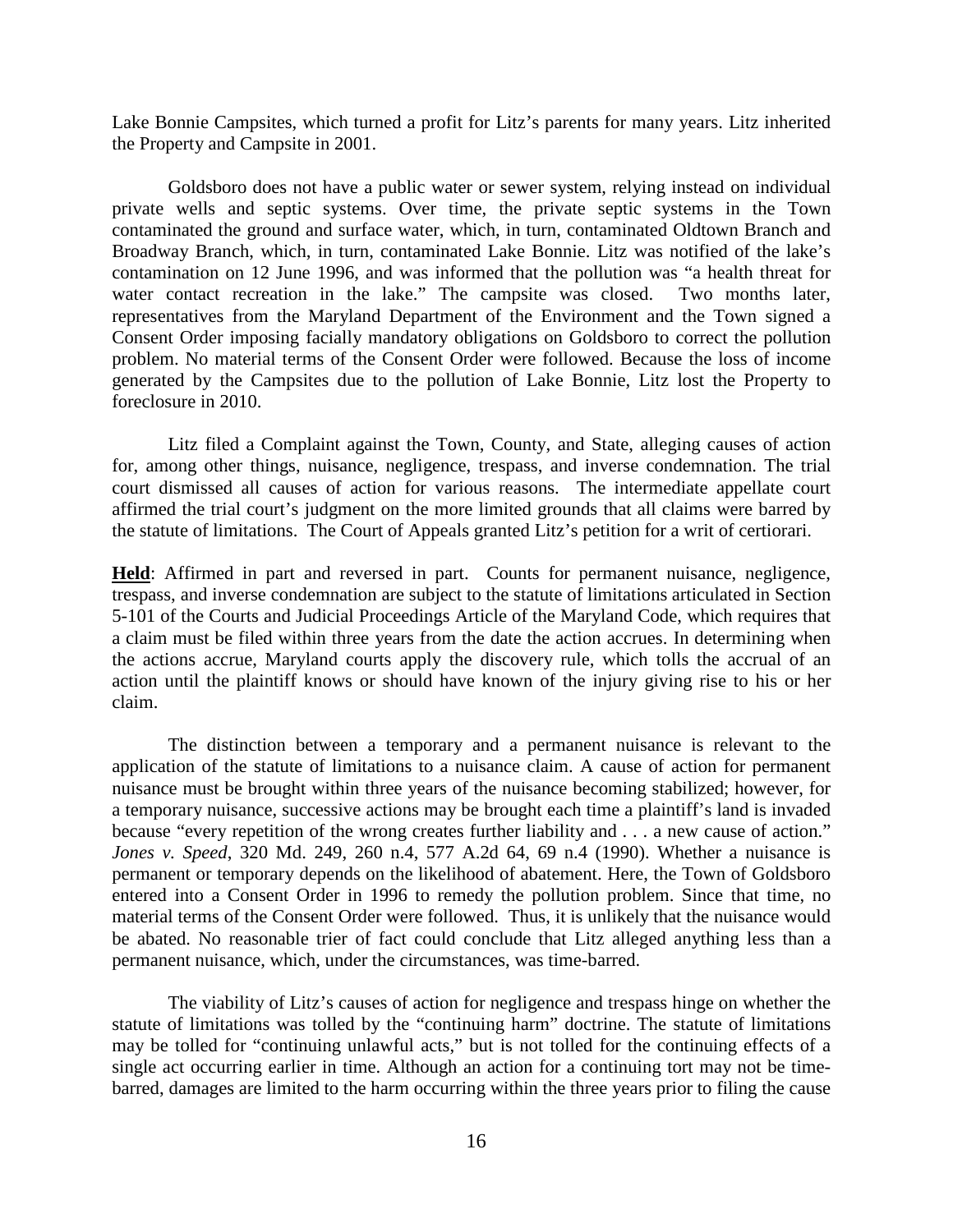Lake Bonnie Campsites, which turned a profit for Litz's parents for many years. Litz inherited the Property and Campsite in 2001.

Goldsboro does not have a public water or sewer system, relying instead on individual private wells and septic systems. Over time, the private septic systems in the Town contaminated the ground and surface water, which, in turn, contaminated Oldtown Branch and Broadway Branch, which, in turn, contaminated Lake Bonnie. Litz was notified of the lake's contamination on 12 June 1996, and was informed that the pollution was "a health threat for water contact recreation in the lake." The campsite was closed. Two months later, representatives from the Maryland Department of the Environment and the Town signed a Consent Order imposing facially mandatory obligations on Goldsboro to correct the pollution problem. No material terms of the Consent Order were followed. Because the loss of income generated by the Campsites due to the pollution of Lake Bonnie, Litz lost the Property to foreclosure in 2010.

Litz filed a Complaint against the Town, County, and State, alleging causes of action for, among other things, nuisance, negligence, trespass, and inverse condemnation. The trial court dismissed all causes of action for various reasons. The intermediate appellate court affirmed the trial court's judgment on the more limited grounds that all claims were barred by the statute of limitations. The Court of Appeals granted Litz's petition for a writ of certiorari.

**Held**: Affirmed in part and reversed in part. Counts for permanent nuisance, negligence, trespass, and inverse condemnation are subject to the statute of limitations articulated in Section 5-101 of the Courts and Judicial Proceedings Article of the Maryland Code, which requires that a claim must be filed within three years from the date the action accrues. In determining when the actions accrue, Maryland courts apply the discovery rule, which tolls the accrual of an action until the plaintiff knows or should have known of the injury giving rise to his or her claim.

The distinction between a temporary and a permanent nuisance is relevant to the application of the statute of limitations to a nuisance claim. A cause of action for permanent nuisance must be brought within three years of the nuisance becoming stabilized; however, for a temporary nuisance, successive actions may be brought each time a plaintiff's land is invaded because "every repetition of the wrong creates further liability and . . . a new cause of action." *Jones v. Speed*, 320 Md. 249, 260 n.4, 577 A.2d 64, 69 n.4 (1990). Whether a nuisance is permanent or temporary depends on the likelihood of abatement. Here, the Town of Goldsboro entered into a Consent Order in 1996 to remedy the pollution problem. Since that time, no material terms of the Consent Order were followed. Thus, it is unlikely that the nuisance would be abated. No reasonable trier of fact could conclude that Litz alleged anything less than a permanent nuisance, which, under the circumstances, was time-barred.

The viability of Litz's causes of action for negligence and trespass hinge on whether the statute of limitations was tolled by the "continuing harm" doctrine. The statute of limitations may be tolled for "continuing unlawful acts," but is not tolled for the continuing effects of a single act occurring earlier in time. Although an action for a continuing tort may not be time-barred, damages are limited to the harm occurring within the three years prior to filing the cause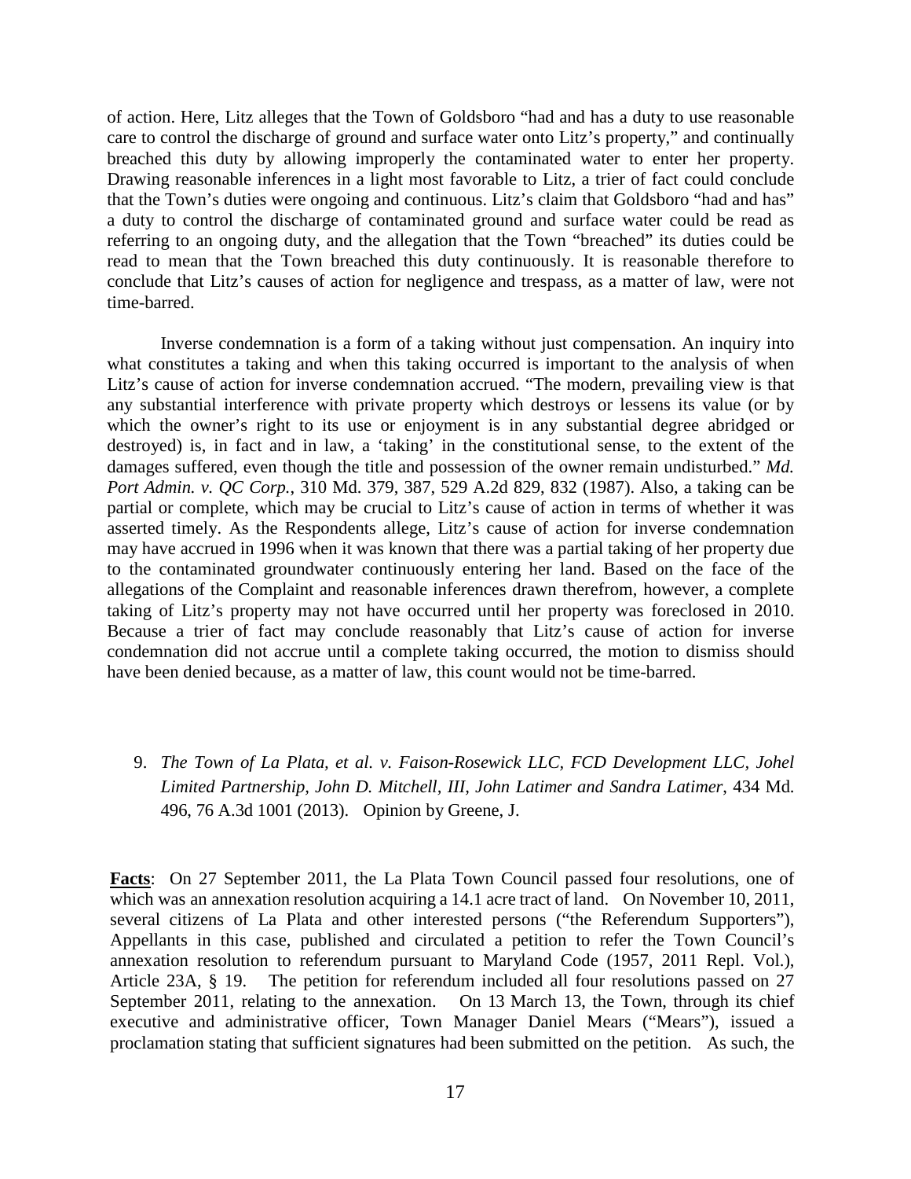of action. Here, Litz alleges that the Town of Goldsboro "had and has a duty to use reasonable care to control the discharge of ground and surface water onto Litz's property," and continually breached this duty by allowing improperly the contaminated water to enter her property. Drawing reasonable inferences in a light most favorable to Litz, a trier of fact could conclude that the Town's duties were ongoing and continuous. Litz's claim that Goldsboro "had and has" a duty to control the discharge of contaminated ground and surface water could be read as referring to an ongoing duty, and the allegation that the Town "breached" its duties could be read to mean that the Town breached this duty continuously. It is reasonable therefore to conclude that Litz's causes of action for negligence and trespass, as a matter of law, were not time-barred.

Inverse condemnation is a form of a taking without just compensation. An inquiry into what constitutes a taking and when this taking occurred is important to the analysis of when Litz's cause of action for inverse condemnation accrued. "The modern, prevailing view is that any substantial interference with private property which destroys or lessens its value (or by which the owner's right to its use or enjoyment is in any substantial degree abridged or destroyed) is, in fact and in law, a 'taking' in the constitutional sense, to the extent of the damages suffered, even though the title and possession of the owner remain undisturbed." *Md. Port Admin. v. QC Corp.*, 310 Md. 379, 387, 529 A.2d 829, 832 (1987). Also, a taking can be partial or complete, which may be crucial to Litz's cause of action in terms of whether it was asserted timely. As the Respondents allege, Litz's cause of action for inverse condemnation may have accrued in 1996 when it was known that there was a partial taking of her property due to the contaminated groundwater continuously entering her land. Based on the face of the allegations of the Complaint and reasonable inferences drawn therefrom, however, a complete taking of Litz's property may not have occurred until her property was foreclosed in 2010. Because a trier of fact may conclude reasonably that Litz's cause of action for inverse condemnation did not accrue until a complete taking occurred, the motion to dismiss should have been denied because, as a matter of law, this count would not be time-barred.

9. *The Town of La Plata, et al. v. Faison-Rosewick LLC, FCD Development LLC, Johel Limited Partnership, John D. Mitchell, III, John Latimer and Sandra Latimer*, 434 Md. 496, 76 A.3d 1001 (2013). Opinion by Greene, J.

**Facts**: On 27 September 2011, the La Plata Town Council passed four resolutions, one of which was an annexation resolution acquiring a 14.1 acre tract of land. On November 10, 2011, several citizens of La Plata and other interested persons ("the Referendum Supporters"), Appellants in this case, published and circulated a petition to refer the Town Council's annexation resolution to referendum pursuant to Maryland Code (1957, 2011 Repl. Vol.), Article 23A, § 19. The petition for referendum included all four resolutions passed on 27 September 2011, relating to the annexation. On 13 March 13, the Town, through its chief executive and administrative officer, Town Manager Daniel Mears ("Mears"), issued a proclamation stating that sufficient signatures had been submitted on the petition. As such, the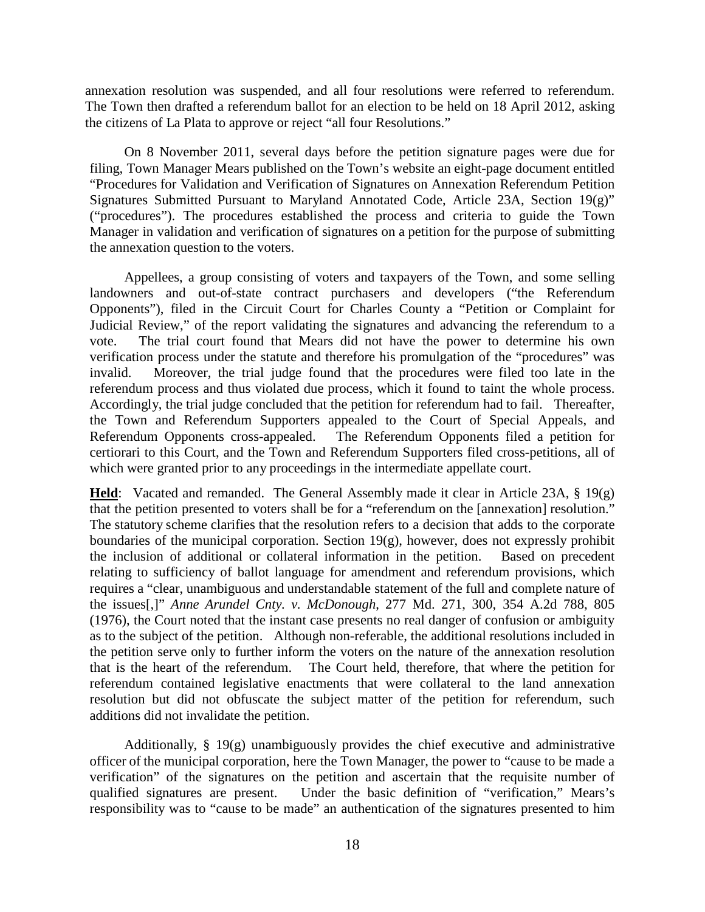annexation resolution was suspended, and all four resolutions were referred to referendum. The Town then drafted a referendum ballot for an election to be held on 18 April 2012, asking the citizens of La Plata to approve or reject "all four Resolutions."

On 8 November 2011, several days before the petition signature pages were due for filing, Town Manager Mears published on the Town's website an eight-page document entitled "Procedures for Validation and Verification of Signatures on Annexation Referendum Petition Signatures Submitted Pursuant to Maryland Annotated Code, Article 23A, Section 19(g)" ("procedures"). The procedures established the process and criteria to guide the Town Manager in validation and verification of signatures on a petition for the purpose of submitting the annexation question to the voters.

Appellees, a group consisting of voters and taxpayers of the Town, and some selling landowners and out-of-state contract purchasers and developers ("the Referendum Opponents"), filed in the Circuit Court for Charles County a "Petition or Complaint for Judicial Review," of the report validating the signatures and advancing the referendum to a vote. The trial court found that Mears did not have the power to determine his own verification process under the statute and therefore his promulgation of the "procedures" was invalid. Moreover, the trial judge found that the procedures were filed too late in the referendum process and thus violated due process, which it found to taint the whole process. Accordingly, the trial judge concluded that the petition for referendum had to fail. Thereafter, the Town and Referendum Supporters appealed to the Court of Special Appeals, and Referendum Opponents cross-appealed. The Referendum Opponents filed a petition for certiorari to this Court, and the Town and Referendum Supporters filed cross-petitions, all of which were granted prior to any proceedings in the intermediate appellate court.

**Held**: Vacated and remanded. The General Assembly made it clear in Article 23A, § 19(g) that the petition presented to voters shall be for a "referendum on the [annexation] resolution." The statutory scheme clarifies that the resolution refers to a decision that adds to the corporate boundaries of the municipal corporation. Section 19(g), however, does not expressly prohibit the inclusion of additional or collateral information in the petition. Based on precedent relating to sufficiency of ballot language for amendment and referendum provisions, which requires a "clear, unambiguous and understandable statement of the full and complete nature of the issues[,]" *Anne Arundel Cnty. v. McDonough*, 277 Md. 271, 300, 354 A.2d 788, 805 (1976), the Court noted that the instant case presents no real danger of confusion or ambiguity as to the subject of the petition. Although non-referable, the additional resolutions included in the petition serve only to further inform the voters on the nature of the annexation resolution that is the heart of the referendum. The Court held, therefore, that where the petition for referendum contained legislative enactments that were collateral to the land annexation resolution but did not obfuscate the subject matter of the petition for referendum, such additions did not invalidate the petition.

Additionally, § 19(g) unambiguously provides the chief executive and administrative officer of the municipal corporation, here the Town Manager, the power to "cause to be made a verification" of the signatures on the petition and ascertain that the requisite number of qualified signatures are present. Under the basic definition of "verification," Mears's responsibility was to "cause to be made" an authentication of the signatures presented to him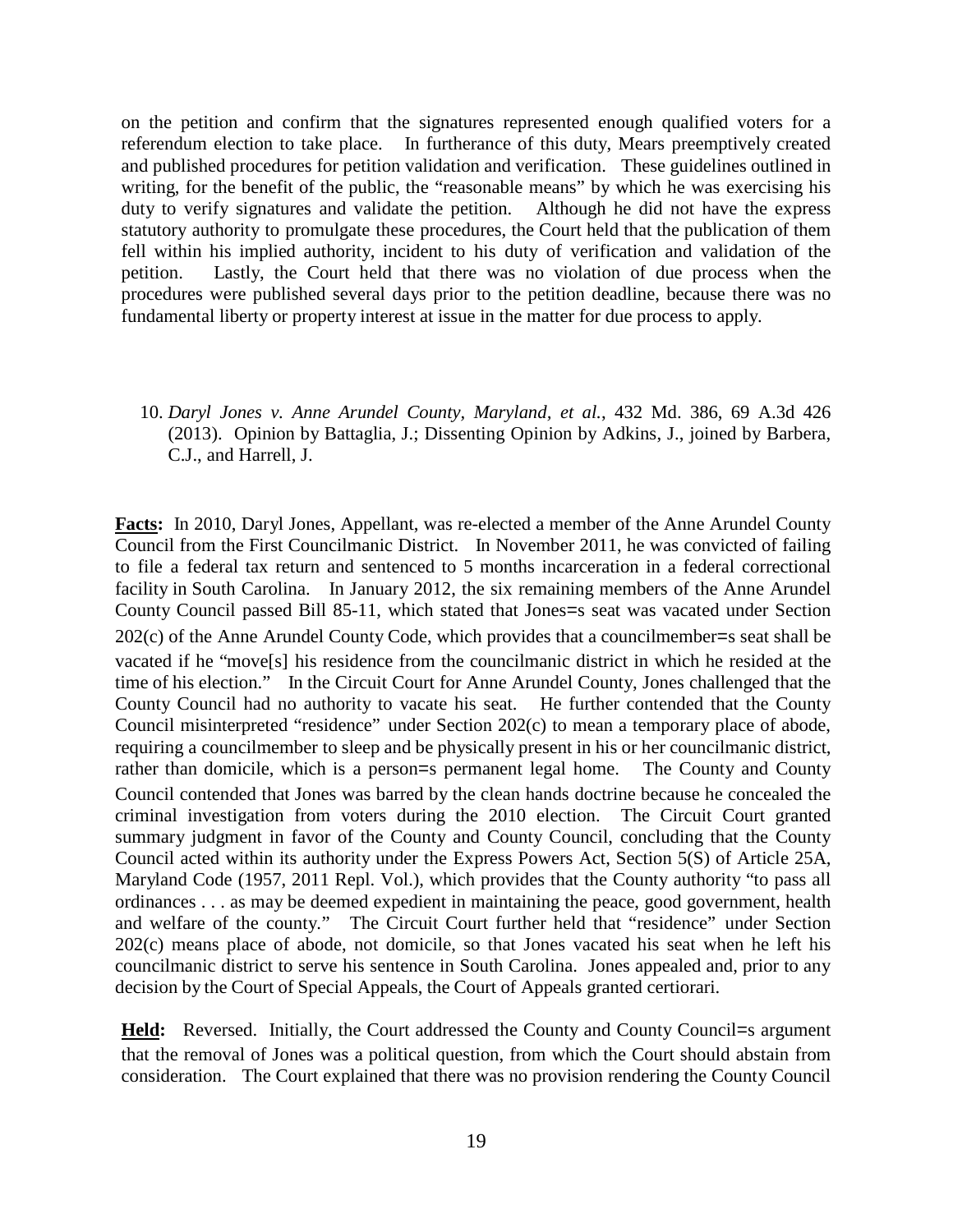on the petition and confirm that the signatures represented enough qualified voters for a referendum election to take place. In furtherance of this duty, Mears preemptively created and published procedures for petition validation and verification. These guidelines outlined in writing, for the benefit of the public, the "reasonable means" by which he was exercising his duty to verify signatures and validate the petition. Although he did not have the express statutory authority to promulgate these procedures, the Court held that the publication of them fell within his implied authority, incident to his duty of verification and validation of the petition. Lastly, the Court held that there was no violation of due process when the procedures were published several days prior to the petition deadline, because there was no fundamental liberty or property interest at issue in the matter for due process to apply.

10. *Daryl Jones v. Anne Arundel County, Maryland, et al.*, 432 Md. 386, 69 A.3d 426 (2013). Opinion by Battaglia, J.; Dissenting Opinion by Adkins, J., joined by Barbera, C.J., and Harrell, J.

**Facts:** In 2010, Daryl Jones, Appellant, was re-elected a member of the Anne Arundel County Council from the First Councilmanic District. In November 2011, he was convicted of failing to file a federal tax return and sentenced to 5 months incarceration in a federal correctional facility in South Carolina. In January 2012, the six remaining members of the Anne Arundel County Council passed Bill 85-11, which stated that Jones=s seat was vacated under Section 202(c) of the Anne Arundel County Code, which provides that a councilmember=s seat shall be vacated if he "move[s] his residence from the councilmanic district in which he resided at the time of his election." In the Circuit Court for Anne Arundel County, Jones challenged that the County Council had no authority to vacate his seat. He further contended that the County Council misinterpreted "residence" under Section 202(c) to mean a temporary place of abode, requiring a councilmember to sleep and be physically present in his or her councilmanic district, rather than domicile, which is a person=s permanent legal home. The County and County Council contended that Jones was barred by the clean hands doctrine because he concealed the criminal investigation from voters during the 2010 election. The Circuit Court granted summary judgment in favor of the County and County Council, concluding that the County Council acted within its authority under the Express Powers Act, Section 5(S) of Article 25A, Maryland Code (1957, 2011 Repl. Vol.), which provides that the County authority "to pass all ordinances . . . as may be deemed expedient in maintaining the peace, good government, health and welfare of the county." The Circuit Court further held that "residence" under Section 202(c) means place of abode, not domicile, so that Jones vacated his seat when he left his councilmanic district to serve his sentence in South Carolina. Jones appealed and, prior to any decision by the Court of Special Appeals, the Court of Appeals granted certiorari.

**Held:** Reversed. Initially, the Court addressed the County and County Council=s argument that the removal of Jones was a political question, from which the Court should abstain from consideration. The Court explained that there was no provision rendering the County Council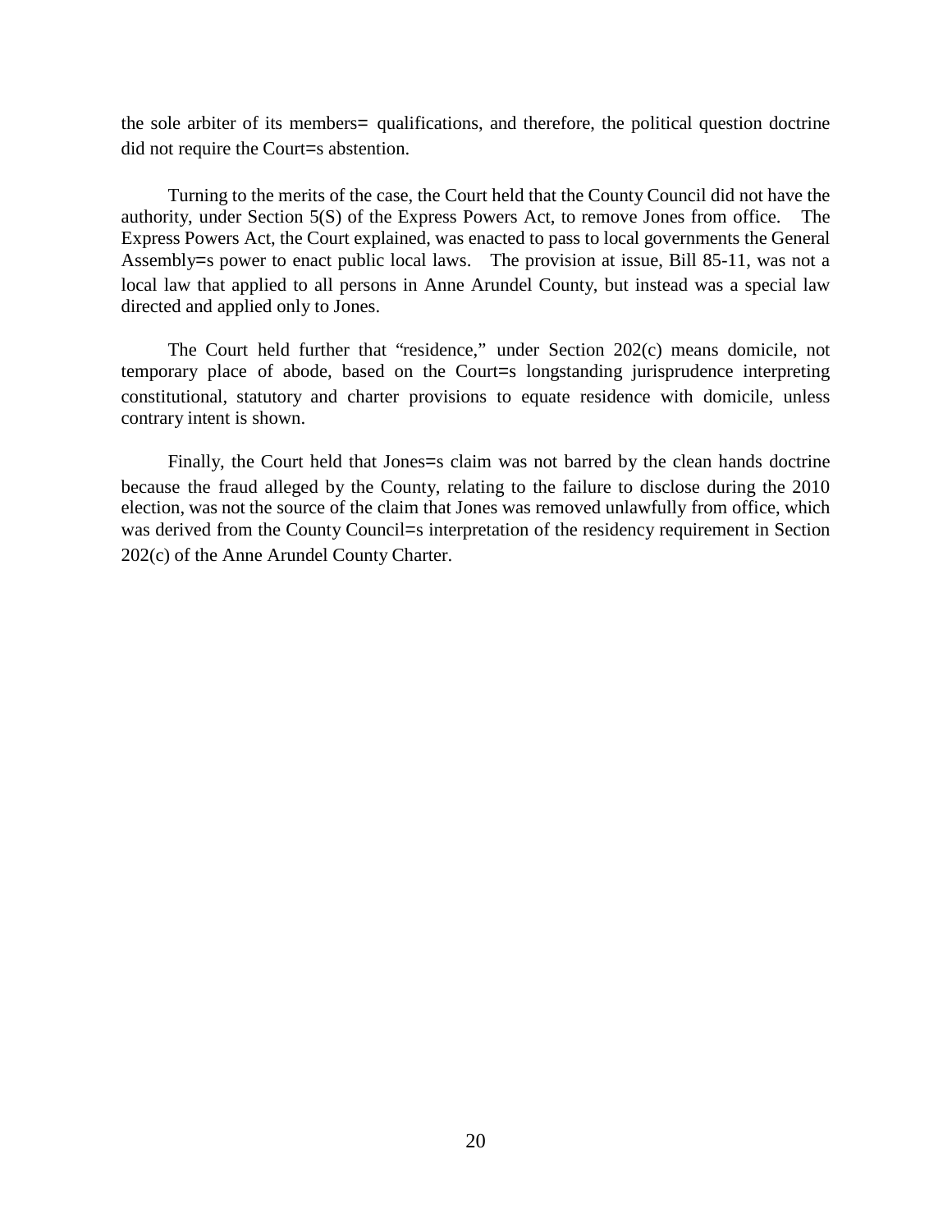the sole arbiter of its members= qualifications, and therefore, the political question doctrine did not require the Court=s abstention.

Turning to the merits of the case, the Court held that the County Council did not have the authority, under Section 5(S) of the Express Powers Act, to remove Jones from office. The Express Powers Act, the Court explained, was enacted to pass to local governments the General Assembly=s power to enact public local laws. The provision at issue, Bill 85-11, was not a local law that applied to all persons in Anne Arundel County, but instead was a special law directed and applied only to Jones.

The Court held further that "residence," under Section 202(c) means domicile, not temporary place of abode, based on the Court=s longstanding jurisprudence interpreting constitutional, statutory and charter provisions to equate residence with domicile, unless contrary intent is shown.

Finally, the Court held that Jones=s claim was not barred by the clean hands doctrine because the fraud alleged by the County, relating to the failure to disclose during the 2010 election, was not the source of the claim that Jones was removed unlawfully from office, which was derived from the County Council=s interpretation of the residency requirement in Section 202(c) of the Anne Arundel County Charter.